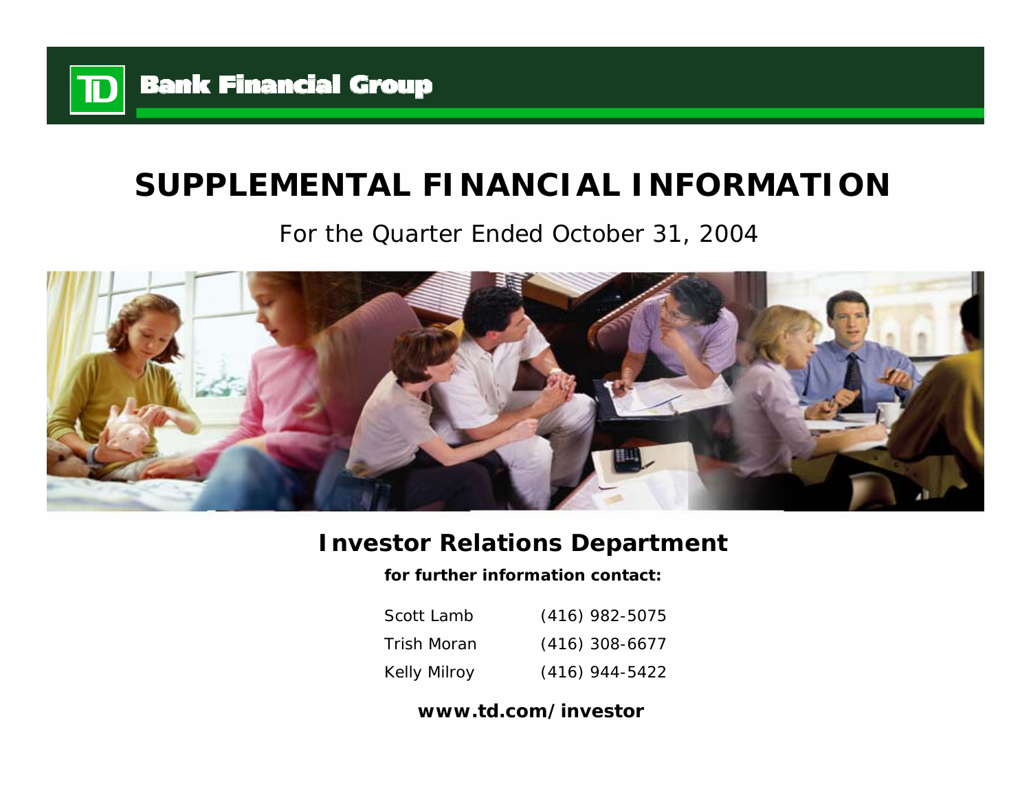TD Bank Financial Group

# SUPPLEMENTAL FINANCIAL INFORMATION

For the Quarter Ended October 31, 2004

## Investor Relations Department

**for further information contact:**

| | |
|---|---|
| Scott Lamb | (416) 982-5075 |
| Trish Moran | (416) 308-6677 |
| Kelly Milroy | (416) 944-5422 |

**www.td.com/investor**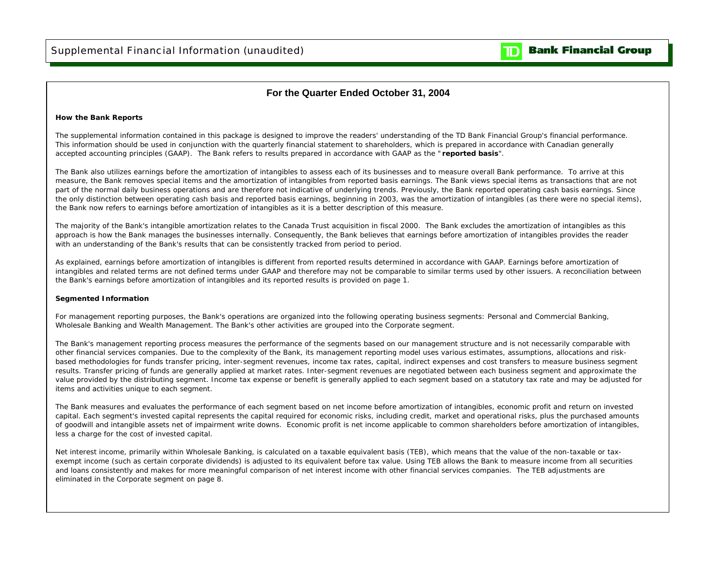# For the Quarter Ended October 31, 2004

**How the Bank Reports**

The supplemental information contained in this package is designed to improve the readers' understanding of the TD Bank Financial Group's financial performance. This information should be used in conjunction with the quarterly financial statement to shareholders, which is prepared in accordance with Canadian generally accepted accounting principles (GAAP). The Bank refers to results prepared in accordance with GAAP as the "**reported basis**".

The Bank also utilizes earnings before the amortization of intangibles to assess each of its businesses and to measure overall Bank performance. To arrive at this measure, the Bank removes special items and the amortization of intangibles from reported basis earnings. The Bank views special items as transactions that are not part of the normal daily business operations and are therefore not indicative of underlying trends. Previously, the Bank reported operating cash basis earnings. Since the only distinction between operating cash basis and reported basis earnings, beginning in 2003, was the amortization of intangibles (as there were no special items), the Bank now refers to earnings before amortization of intangibles as it is a better description of this measure.

The majority of the Bank's intangible amortization relates to the Canada Trust acquisition in fiscal 2000. The Bank excludes the amortization of intangibles as this approach is how the Bank manages the businesses internally. Consequently, the Bank believes that earnings before amortization of intangibles provides the reader with an understanding of the Bank's results that can be consistently tracked from period to period.

As explained, earnings before amortization of intangibles is different from reported results determined in accordance with GAAP. Earnings before amortization of intangibles and related terms are not defined terms under GAAP and therefore may not be comparable to similar terms used by other issuers. A reconciliation between the Bank's earnings before amortization of intangibles and its reported results is provided on page 1.

**Segmented Information**

For management reporting purposes, the Bank's operations are organized into the following operating business segments: Personal and Commercial Banking, Wholesale Banking and Wealth Management. The Bank's other activities are grouped into the Corporate segment.

The Bank's management reporting process measures the performance of the segments based on our management structure and is not necessarily comparable with other financial services companies. Due to the complexity of the Bank, its management reporting model uses various estimates, assumptions, allocations and risk-based methodologies for funds transfer pricing, inter-segment revenues, income tax rates, capital, indirect expenses and cost transfers to measure business segment results. Transfer pricing of funds are generally applied at market rates. Inter-segment revenues are negotiated between each business segment and approximate the value provided by the distributing segment. Income tax expense or benefit is generally applied to each segment based on a statutory tax rate and may be adjusted for items and activities unique to each segment.

The Bank measures and evaluates the performance of each segment based on net income before amortization of intangibles, economic profit and return on invested capital. Each segment's invested capital represents the capital required for economic risks, including credit, market and operational risks, plus the purchased amounts of goodwill and intangible assets net of impairment write downs. Economic profit is net income applicable to common shareholders before amortization of intangibles, less a charge for the cost of invested capital.

Net interest income, primarily within Wholesale Banking, is calculated on a taxable equivalent basis (TEB), which means that the value of the non-taxable or tax-exempt income (such as certain corporate dividends) is adjusted to its equivalent before tax value. Using TEB allows the Bank to measure income from all securities and loans consistently and makes for more meaningful comparison of net interest income with other financial services companies. The TEB adjustments are eliminated in the Corporate segment on page 8.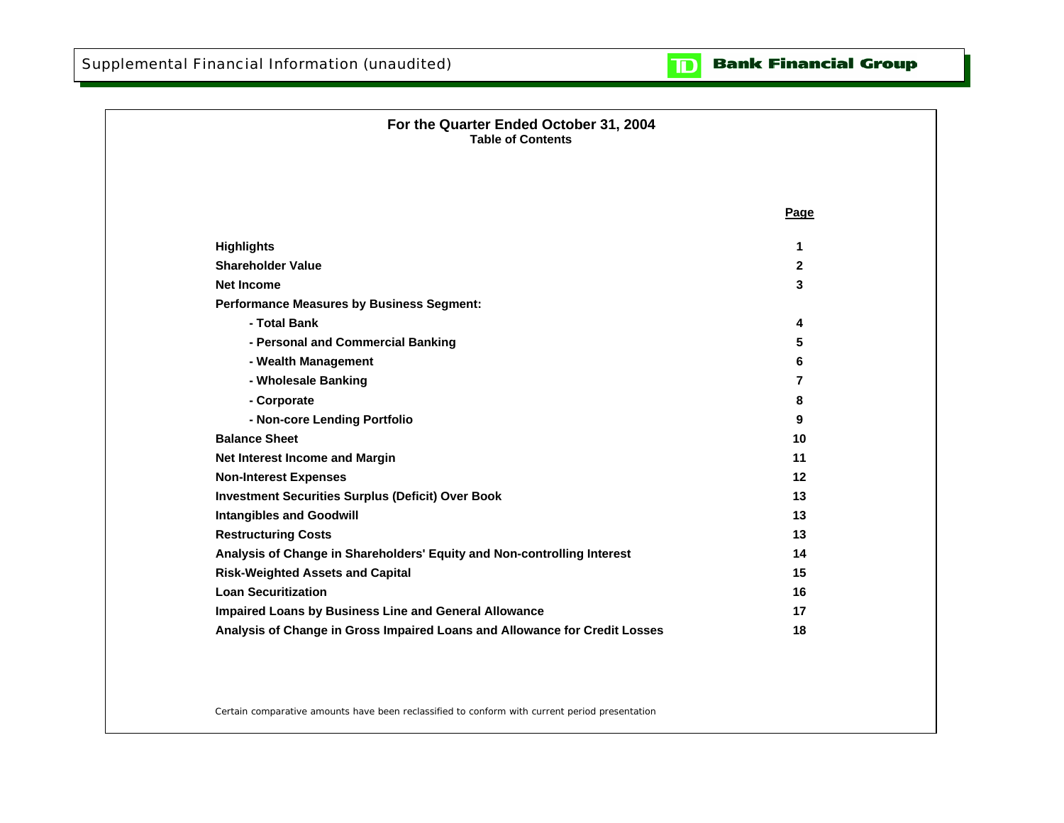Supplemental Financial Information (unaudited)

TD Bank Financial Group

## For the Quarter Ended October 31, 2004

### Table of Contents

| | Page |
|---|---|
| **Highlights** | 1 |
| **Shareholder Value** | 2 |
| **Net Income** | 3 |
| **Performance Measures by Business Segment:** | |
| - Total Bank | 4 |
| - Personal and Commercial Banking | 5 |
| - Wealth Management | 6 |
| - Wholesale Banking | 7 |
| - Corporate | 8 |
| - Non-core Lending Portfolio | 9 |
| **Balance Sheet** | 10 |
| **Net Interest Income and Margin** | 11 |
| **Non-Interest Expenses** | 12 |
| **Investment Securities Surplus (Deficit) Over Book** | 13 |
| **Intangibles and Goodwill** | 13 |
| **Restructuring Costs** | 13 |
| **Analysis of Change in Shareholders' Equity and Non-controlling Interest** | 14 |
| **Risk-Weighted Assets and Capital** | 15 |
| **Loan Securitization** | 16 |
| **Impaired Loans by Business Line and General Allowance** | 17 |
| **Analysis of Change in Gross Impaired Loans and Allowance for Credit Losses** | 18 |

Certain comparative amounts have been reclassified to conform with current period presentation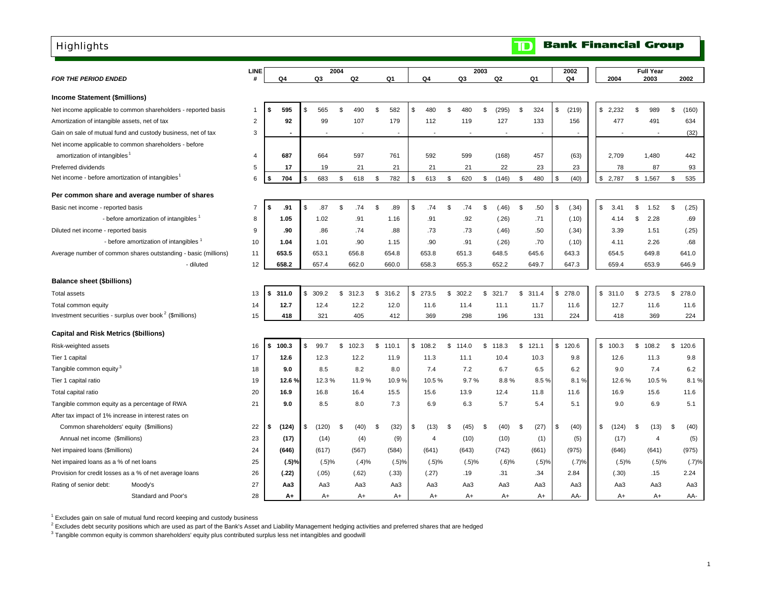# Highlights

**TD Bank Financial Group**

| *FOR THE PERIOD ENDED* | LINE # | 2004 Q4 | 2004 Q3 | 2004 Q2 | 2004 Q1 | 2003 Q4 | 2003 Q3 | 2003 Q2 | 2003 Q1 | 2002 Q4 | Full Year 2004 | Full Year 2003 | Full Year 2002 |
|---|---|---|---|---|---|---|---|---|---|---|---|---|---|
| **Income Statement ($millions)** | | | | | | | | | | | | | |
| Net income applicable to common shareholders - reported basis | 1 | **$ 595** | $ 565 | $ 490 | $ 582 | $ 480 | $ 480 | $ (295) | $ 324 | $ (219) | $ 2,232 | $ 989 | $ (160) |
| Amortization of intangible assets, net of tax | 2 | **92** | 99 | 107 | 179 | 112 | 119 | 127 | 133 | 156 | 477 | 491 | 634 |
| Gain on sale of mutual fund and custody business, net of tax | 3 | **-** | - | - | - | - | - | - | - | - | - | - | (32) |
| Net income applicable to common shareholders - before amortization of intangibles[1] | 4 | **687** | 664 | 597 | 761 | 592 | 599 | (168) | 457 | (63) | 2,709 | 1,480 | 442 |
| Preferred dividends | 5 | **17** | 19 | 21 | 21 | 21 | 21 | 22 | 23 | 23 | 78 | 87 | 93 |
| Net income - before amortization of intangibles[1] | 6 | **$ 704** | $ 683 | $ 618 | $ 782 | $ 613 | $ 620 | $ (146) | $ 480 | $ (40) | $ 2,787 | $ 1,567 | $ 535 |
| **Per common share and average number of shares** | | | | | | | | | | | | | |
| Basic net income - reported basis | 7 | **$ .91** | $ .87 | $ .74 | $ .89 | $ .74 | $ .74 | $ (.46) | $ .50 | $ (.34) | $ 3.41 | $ 1.52 | $ (.25) |
| - before amortization of intangibles[1] | 8 | **1.05** | 1.02 | .91 | 1.16 | .91 | .92 | (.26) | .71 | (.10) | 4.14 | $ 2.28 | .69 |
| Diluted net income - reported basis | 9 | **.90** | .86 | .74 | .88 | .73 | .73 | (.46) | .50 | (.34) | 3.39 | 1.51 | (.25) |
| - before amortization of intangibles[1] | 10 | **1.04** | 1.01 | .90 | 1.15 | .90 | .91 | (.26) | .70 | (.10) | 4.11 | 2.26 | .68 |
| Average number of common shares outstanding - basic (millions) | 11 | **653.5** | 653.1 | 656.8 | 654.8 | 653.8 | 651.3 | 648.5 | 645.6 | 643.3 | 654.5 | 649.8 | 641.0 |
| - diluted | 12 | **658.2** | 657.4 | 662.0 | 660.0 | 658.3 | 655.3 | 652.2 | 649.7 | 647.3 | 659.4 | 653.9 | 646.9 |
| **Balance sheet ($billions)** | | | | | | | | | | | | | |
| Total assets | 13 | **$ 311.0** | $ 309.2 | $ 312.3 | $ 316.2 | $ 273.5 | $ 302.2 | $ 321.7 | $ 311.4 | $ 278.0 | $ 311.0 | $ 273.5 | $ 278.0 |
| Total common equity | 14 | **12.7** | 12.4 | 12.2 | 12.0 | 11.6 | 11.4 | 11.1 | 11.7 | 11.6 | 12.7 | 11.6 | 11.6 |
| Investment securities - surplus over book[2] ($millions) | 15 | **418** | 321 | 405 | 412 | 369 | 298 | 196 | 131 | 224 | 418 | 369 | 224 |
| **Capital and Risk Metrics ($billions)** | | | | | | | | | | | | | |
| Risk-weighted assets | 16 | **$ 100.3** | $ 99.7 | $ 102.3 | $ 110.1 | $ 108.2 | $ 114.0 | $ 118.3 | $ 121.1 | $ 120.6 | $ 100.3 | $ 108.2 | $ 120.6 |
| Tier 1 capital | 17 | **12.6** | 12.3 | 12.2 | 11.9 | 11.3 | 11.1 | 10.4 | 10.3 | 9.8 | 12.6 | 11.3 | 9.8 |
| Tangible common equity[3] | 18 | **9.0** | 8.5 | 8.2 | 8.0 | 7.4 | 7.2 | 6.7 | 6.5 | 6.2 | 9.0 | 7.4 | 6.2 |
| Tier 1 capital ratio | 19 | **12.6 %** | 12.3 % | 11.9 % | 10.9 % | 10.5 % | 9.7 % | 8.8 % | 8.5 % | 8.1 % | 12.6 % | 10.5 % | 8.1 % |
| Total capital ratio | 20 | **16.9** | 16.8 | 16.4 | 15.5 | 15.6 | 13.9 | 12.4 | 11.8 | 11.6 | 16.9 | 15.6 | 11.6 |
| Tangible common equity as a percentage of RWA | 21 | **9.0** | 8.5 | 8.0 | 7.3 | 6.9 | 6.3 | 5.7 | 5.4 | 5.1 | 9.0 | 6.9 | 5.1 |
| After tax impact of 1% increase in interest rates on | | | | | | | | | | | | | |
| Common shareholders' equity ($millions) | 22 | **$ (124)** | $ (120) | $ (40) | $ (32) | $ (13) | $ (45) | $ (40) | $ (27) | $ (40) | $ (124) | $ (13) | $ (40) |
| Annual net income ($millions) | 23 | **(17)** | (14) | (4) | (9) | 4 | (10) | (10) | (1) | (5) | (17) | 4 | (5) |
| Net impaired loans ($millions) | 24 | **(646)** | (617) | (567) | (584) | (641) | (643) | (742) | (661) | (975) | (646) | (641) | (975) |
| Net impaired loans as a % of net loans | 25 | **(.5)%** | (.5)% | (.4)% | (.5)% | (.5)% | (.5)% | (.6)% | (.5)% | (.7)% | (.5)% | (.5)% | (.7)% |
| Provision for credit losses as a % of net average loans | 26 | **(.22)** | (.05) | (.62) | (.33) | (.27) | .19 | .31 | .34 | 2.84 | (.30) | .15 | 2.24 |
| Rating of senior debt: Moody's | 27 | **Aa3** | Aa3 | Aa3 | Aa3 | Aa3 | Aa3 | Aa3 | Aa3 | Aa3 | Aa3 | Aa3 | Aa3 |
| Standard and Poor's | 28 | **A+** | A+ | A+ | A+ | A+ | A+ | A+ | A+ | AA- | A+ | A+ | AA- |

[1] Excludes gain on sale of mutual fund record keeping and custody business

[2] Excludes debt security positions which are used as part of the Bank's Asset and Liability Management hedging activities and preferred shares that are hedged

[3] Tangible common equity is common shareholders' equity plus contributed surplus less net intangibles and goodwill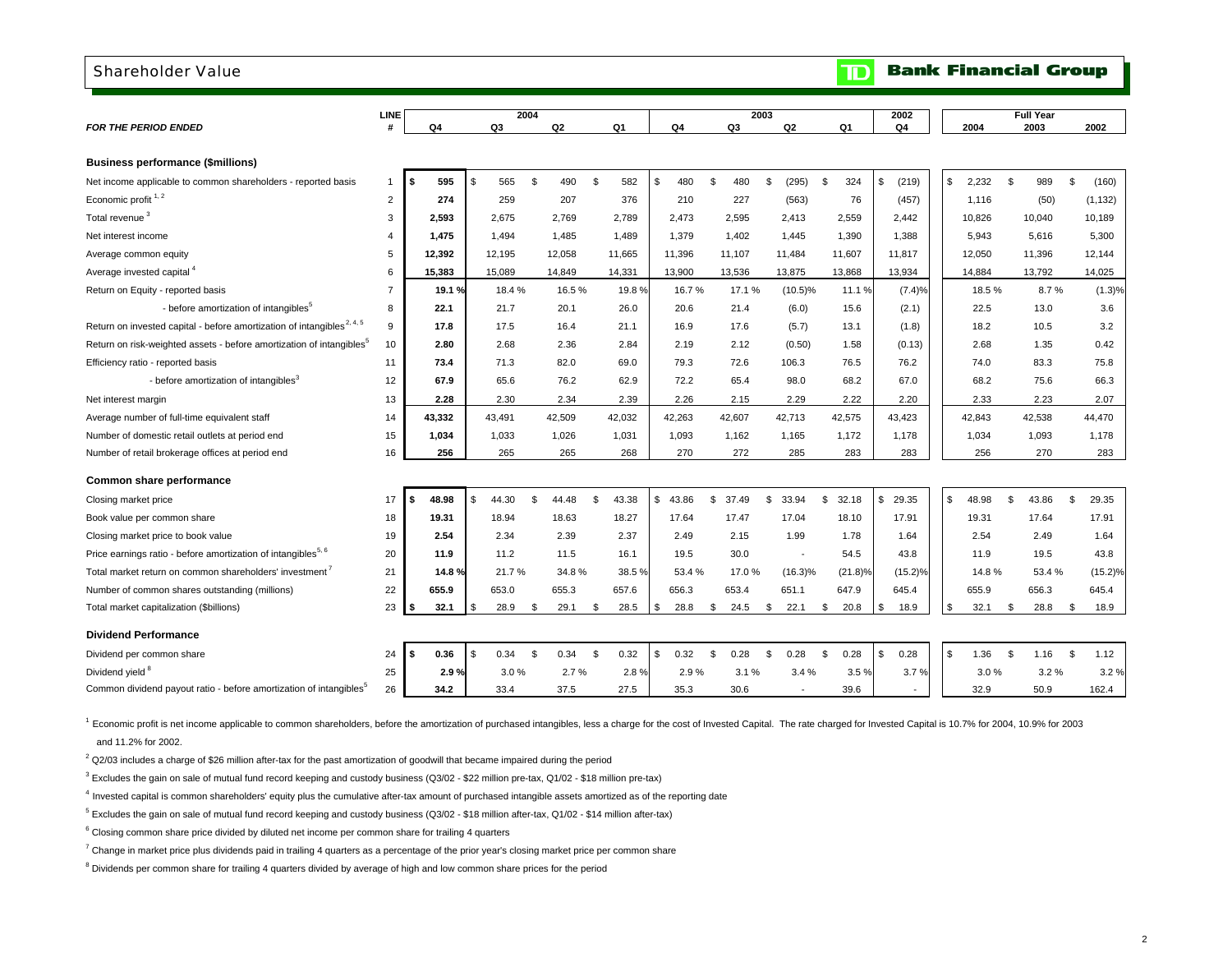# Shareholder Value

**TD Bank Financial Group**

| FOR THE PERIOD ENDED | LINE # | 2004 Q4 | 2004 Q3 | 2004 Q2 | 2004 Q1 | 2003 Q4 | 2003 Q3 | 2003 Q2 | 2003 Q1 | 2002 Q4 | Full Year 2004 | Full Year 2003 | Full Year 2002 |
|---|---|---|---|---|---|---|---|---|---|---|---|---|---|
| **Business performance ($millions)** | | | | | | | | | | | | | |
| Net income applicable to common shareholders - reported basis | 1 | $ 595 | $ 565 | $ 490 | $ 582 | $ 480 | $ 480 | $ (295) | $ 324 | $ (219) | $ 2,232 | $ 989 | $ (160) |
| Economic profit [1, 2] | 2 | 274 | 259 | 207 | 376 | 210 | 227 | (563) | 76 | (457) | 1,116 | (50) | (1,132) |
| Total revenue [3] | 3 | 2,593 | 2,675 | 2,769 | 2,789 | 2,473 | 2,595 | 2,413 | 2,559 | 2,442 | 10,826 | 10,040 | 10,189 |
| Net interest income | 4 | 1,475 | 1,494 | 1,485 | 1,489 | 1,379 | 1,402 | 1,445 | 1,390 | 1,388 | 5,943 | 5,616 | 5,300 |
| Average common equity | 5 | 12,392 | 12,195 | 12,058 | 11,665 | 11,396 | 11,107 | 11,484 | 11,607 | 11,817 | 12,050 | 11,396 | 12,144 |
| Average invested capital [4] | 6 | 15,383 | 15,089 | 14,849 | 14,331 | 13,900 | 13,536 | 13,875 | 13,868 | 13,934 | 14,884 | 13,792 | 14,025 |
| Return on Equity - reported basis | 7 | 19.1 % | 18.4 % | 16.5 % | 19.8 % | 16.7 % | 17.1 % | (10.5)% | 11.1 % | (7.4)% | 18.5 % | 8.7 % | (1.3)% |
| - before amortization of intangibles [5] | 8 | 22.1 | 21.7 | 20.1 | 26.0 | 20.6 | 21.4 | (6.0) | 15.6 | (2.1) | 22.5 | 13.0 | 3.6 |
| Return on invested capital - before amortization of intangibles [2, 4, 5] | 9 | 17.8 | 17.5 | 16.4 | 21.1 | 16.9 | 17.6 | (5.7) | 13.1 | (1.8) | 18.2 | 10.5 | 3.2 |
| Return on risk-weighted assets - before amortization of intangibles [5] | 10 | 2.80 | 2.68 | 2.36 | 2.84 | 2.19 | 2.12 | (0.50) | 1.58 | (0.13) | 2.68 | 1.35 | 0.42 |
| Efficiency ratio - reported basis | 11 | 73.4 | 71.3 | 82.0 | 69.0 | 79.3 | 72.6 | 106.3 | 76.5 | 76.2 | 74.0 | 83.3 | 75.8 |
| - before amortization of intangibles [3] | 12 | 67.9 | 65.6 | 76.2 | 62.9 | 72.2 | 65.4 | 98.0 | 68.2 | 67.0 | 68.2 | 75.6 | 66.3 |
| Net interest margin | 13 | 2.28 | 2.30 | 2.34 | 2.39 | 2.26 | 2.15 | 2.29 | 2.22 | 2.20 | 2.33 | 2.23 | 2.07 |
| Average number of full-time equivalent staff | 14 | 43,332 | 43,491 | 42,509 | 42,032 | 42,263 | 42,607 | 42,713 | 42,575 | 43,423 | 42,843 | 42,538 | 44,470 |
| Number of domestic retail outlets at period end | 15 | 1,034 | 1,033 | 1,026 | 1,031 | 1,093 | 1,162 | 1,165 | 1,172 | 1,178 | 1,034 | 1,093 | 1,178 |
| Number of retail brokerage offices at period end | 16 | 256 | 265 | 265 | 268 | 270 | 272 | 285 | 283 | 283 | 256 | 270 | 283 |
| **Common share performance** | | | | | | | | | | | | | |
| Closing market price | 17 | $ 48.98 | $ 44.30 | $ 44.48 | $ 43.38 | $ 43.86 | $ 37.49 | $ 33.94 | $ 32.18 | $ 29.35 | $ 48.98 | $ 43.86 | $ 29.35 |
| Book value per common share | 18 | 19.31 | 18.94 | 18.63 | 18.27 | 17.64 | 17.47 | 17.04 | 18.10 | 17.91 | 19.31 | 17.64 | 17.91 |
| Closing market price to book value | 19 | 2.54 | 2.34 | 2.39 | 2.37 | 2.49 | 2.15 | 1.99 | 1.78 | 1.64 | 2.54 | 2.49 | 1.64 |
| Price earnings ratio - before amortization of intangibles [5, 6] | 20 | 11.9 | 11.2 | 11.5 | 16.1 | 19.5 | 30.0 | - | 54.5 | 43.8 | 11.9 | 19.5 | 43.8 |
| Total market return on common shareholders' investment [7] | 21 | 14.8 % | 21.7 % | 34.8 % | 38.5 % | 53.4 % | 17.0 % | (16.3)% | (21.8)% | (15.2)% | 14.8 % | 53.4 % | (15.2)% |
| Number of common shares outstanding (millions) | 22 | 655.9 | 653.0 | 655.3 | 657.6 | 656.3 | 653.4 | 651.1 | 647.9 | 645.4 | 655.9 | 656.3 | 645.4 |
| Total market capitalization ($billions) | 23 | $ 32.1 | $ 28.9 | $ 29.1 | $ 28.5 | $ 28.8 | $ 24.5 | $ 22.1 | $ 20.8 | $ 18.9 | $ 32.1 | $ 28.8 | $ 18.9 |
| **Dividend Performance** | | | | | | | | | | | | | |
| Dividend per common share | 24 | $ 0.36 | $ 0.34 | $ 0.34 | $ 0.32 | $ 0.32 | $ 0.28 | $ 0.28 | $ 0.28 | $ 0.28 | $ 1.36 | $ 1.16 | $ 1.12 |
| Dividend yield [8] | 25 | 2.9 % | 3.0 % | 2.7 % | 2.8 % | 2.9 % | 3.1 % | 3.4 % | 3.5 % | 3.7 % | 3.0 % | 3.2 % | 3.2 % |
| Common dividend payout ratio - before amortization of intangibles [5] | 26 | 34.2 | 33.4 | 37.5 | 27.5 | 35.3 | 30.6 | - | 39.6 | - | 32.9 | 50.9 | 162.4 |

[1] Economic profit is net income applicable to common shareholders, before the amortization of purchased intangibles, less a charge for the cost of Invested Capital. The rate charged for Invested Capital is 10.7% for 2004, 10.9% for 2003 and 11.2% for 2002.

[2] Q2/03 includes a charge of $26 million after-tax for the past amortization of goodwill that became impaired during the period

[3] Excludes the gain on sale of mutual fund record keeping and custody business (Q3/02 - $22 million pre-tax, Q1/02 - $18 million pre-tax)

[4] Invested capital is common shareholders' equity plus the cumulative after-tax amount of purchased intangible assets amortized as of the reporting date

[5] Excludes the gain on sale of mutual fund record keeping and custody business (Q3/02 - $18 million after-tax, Q1/02 - $14 million after-tax)

[6] Closing common share price divided by diluted net income per common share for trailing 4 quarters

[7] Change in market price plus dividends paid in trailing 4 quarters as a percentage of the prior year's closing market price per common share

[8] Dividends per common share for trailing 4 quarters divided by average of high and low common share prices for the period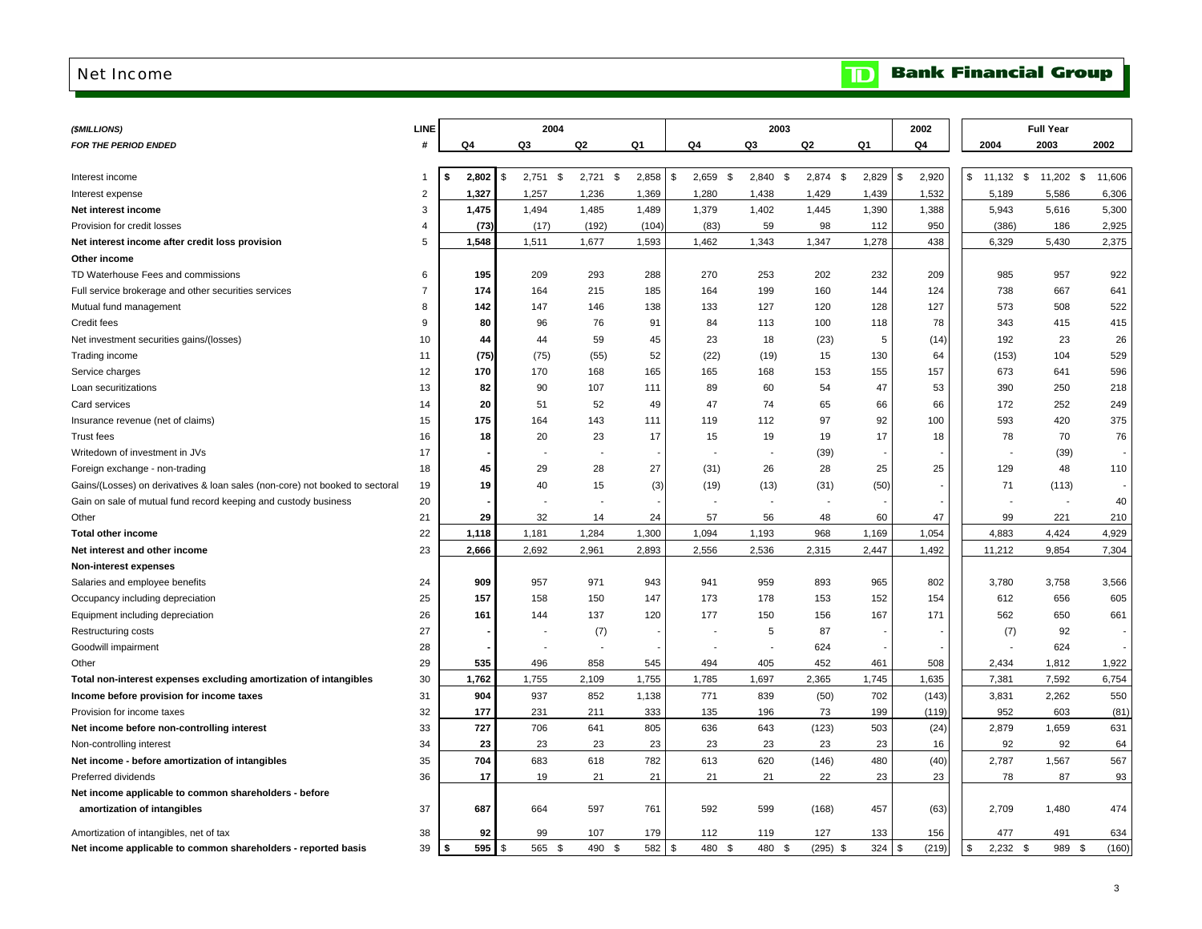# Net Income

**TD Bank Financial Group**

| *($MILLIONS)* | LINE | 2004 | | | | 2003 | | | | 2002 | Full Year | | |
|---|---|---|---|---|---|---|---|---|---|---|---|---|---|
| *FOR THE PERIOD ENDED* | # | Q4 | Q3 | Q2 | Q1 | Q4 | Q3 | Q2 | Q1 | Q4 | 2004 | 2003 | 2002 |
| Interest income | 1 | **$ 2,802** | $ 2,751 | $ 2,721 | $ 2,858 | $ 2,659 | $ 2,840 | $ 2,874 | $ 2,829 | $ 2,920 | $ 11,132 | $ 11,202 | $ 11,606 |
| Interest expense | 2 | **1,327** | 1,257 | 1,236 | 1,369 | 1,280 | 1,438 | 1,429 | 1,439 | 1,532 | 5,189 | 5,586 | 6,306 |
| **Net interest income** | 3 | **1,475** | 1,494 | 1,485 | 1,489 | 1,379 | 1,402 | 1,445 | 1,390 | 1,388 | 5,943 | 5,616 | 5,300 |
| Provision for credit losses | 4 | **(73)** | (17) | (192) | (104) | (83) | 59 | 98 | 112 | 950 | (386) | 186 | 2,925 |
| **Net interest income after credit loss provision** | 5 | **1,548** | 1,511 | 1,677 | 1,593 | 1,462 | 1,343 | 1,347 | 1,278 | 438 | 6,329 | 5,430 | 2,375 |
| **Other income** | | | | | | | | | | | | | |
| TD Waterhouse Fees and commissions | 6 | **195** | 209 | 293 | 288 | 270 | 253 | 202 | 232 | 209 | 985 | 957 | 922 |
| Full service brokerage and other securities services | 7 | **174** | 164 | 215 | 185 | 164 | 199 | 160 | 144 | 124 | 738 | 667 | 641 |
| Mutual fund management | 8 | **142** | 147 | 146 | 138 | 133 | 127 | 120 | 128 | 127 | 573 | 508 | 522 |
| Credit fees | 9 | **80** | 96 | 76 | 91 | 84 | 113 | 100 | 118 | 78 | 343 | 415 | 415 |
| Net investment securities gains/(losses) | 10 | **44** | 44 | 59 | 45 | 23 | 18 | (23) | 5 | (14) | 192 | 23 | 26 |
| Trading income | 11 | **(75)** | (75) | (55) | 52 | (22) | (19) | 15 | 130 | 64 | (153) | 104 | 529 |
| Service charges | 12 | **170** | 170 | 168 | 165 | 165 | 168 | 153 | 155 | 157 | 673 | 641 | 596 |
| Loan securitizations | 13 | **82** | 90 | 107 | 111 | 89 | 60 | 54 | 47 | 53 | 390 | 250 | 218 |
| Card services | 14 | **20** | 51 | 52 | 49 | 47 | 74 | 65 | 66 | 66 | 172 | 252 | 249 |
| Insurance revenue (net of claims) | 15 | **175** | 164 | 143 | 111 | 119 | 112 | 97 | 92 | 100 | 593 | 420 | 375 |
| Trust fees | 16 | **18** | 20 | 23 | 17 | 15 | 19 | 19 | 17 | 18 | 78 | 70 | 76 |
| Writedown of investment in JVs | 17 | **-** | - | - | - | - | - | (39) | - | - | - | (39) | - |
| Foreign exchange - non-trading | 18 | **45** | 29 | 28 | 27 | (31) | 26 | 28 | 25 | 25 | 129 | 48 | 110 |
| Gains/(Losses) on derivatives & loan sales (non-core) not booked to sectoral | 19 | **19** | 40 | 15 | (3) | (19) | (13) | (31) | (50) | - | 71 | (113) | - |
| Gain on sale of mutual fund record keeping and custody business | 20 | **-** | - | - | - | - | - | - | - | - | - | - | 40 |
| Other | 21 | **29** | 32 | 14 | 24 | 57 | 56 | 48 | 60 | 47 | 99 | 221 | 210 |
| **Total other income** | 22 | **1,118** | 1,181 | 1,284 | 1,300 | 1,094 | 1,193 | 968 | 1,169 | 1,054 | 4,883 | 4,424 | 4,929 |
| **Net interest and other income** | 23 | **2,666** | 2,692 | 2,961 | 2,893 | 2,556 | 2,536 | 2,315 | 2,447 | 1,492 | 11,212 | 9,854 | 7,304 |
| **Non-interest expenses** | | | | | | | | | | | | | |
| Salaries and employee benefits | 24 | **909** | 957 | 971 | 943 | 941 | 959 | 893 | 965 | 802 | 3,780 | 3,758 | 3,566 |
| Occupancy including depreciation | 25 | **157** | 158 | 150 | 147 | 173 | 178 | 153 | 152 | 154 | 612 | 656 | 605 |
| Equipment including depreciation | 26 | **161** | 144 | 137 | 120 | 177 | 150 | 156 | 167 | 171 | 562 | 650 | 661 |
| Restructuring costs | 27 | **-** | - | (7) | - | - | 5 | 87 | - | - | (7) | 92 | - |
| Goodwill impairment | 28 | **-** | - | - | - | - | - | 624 | - | - | - | 624 | - |
| Other | 29 | **535** | 496 | 858 | 545 | 494 | 405 | 452 | 461 | 508 | 2,434 | 1,812 | 1,922 |
| **Total non-interest expenses excluding amortization of intangibles** | 30 | **1,762** | 1,755 | 2,109 | 1,755 | 1,785 | 1,697 | 2,365 | 1,745 | 1,635 | 7,381 | 7,592 | 6,754 |
| **Income before provision for income taxes** | 31 | **904** | 937 | 852 | 1,138 | 771 | 839 | (50) | 702 | (143) | 3,831 | 2,262 | 550 |
| Provision for income taxes | 32 | **177** | 231 | 211 | 333 | 135 | 196 | 73 | 199 | (119) | 952 | 603 | (81) |
| **Net income before non-controlling interest** | 33 | **727** | 706 | 641 | 805 | 636 | 643 | (123) | 503 | (24) | 2,879 | 1,659 | 631 |
| Non-controlling interest | 34 | **23** | 23 | 23 | 23 | 23 | 23 | 23 | 23 | 16 | 92 | 92 | 64 |
| **Net income - before amortization of intangibles** | 35 | **704** | 683 | 618 | 782 | 613 | 620 | (146) | 480 | (40) | 2,787 | 1,567 | 567 |
| Preferred dividends | 36 | **17** | 19 | 21 | 21 | 21 | 21 | 22 | 23 | 23 | 78 | 87 | 93 |
| **Net income applicable to common shareholders - before amortization of intangibles** | 37 | **687** | 664 | 597 | 761 | 592 | 599 | (168) | 457 | (63) | 2,709 | 1,480 | 474 |
| Amortization of intangibles, net of tax | 38 | **92** | 99 | 107 | 179 | 112 | 119 | 127 | 133 | 156 | 477 | 491 | 634 |
| **Net income applicable to common shareholders - reported basis** | 39 | **$ 595** | $ 565 | $ 490 | $ 582 | $ 480 | $ 480 | $ (295) | $ 324 | $ (219) | $ 2,232 | $ 989 | $ (160) |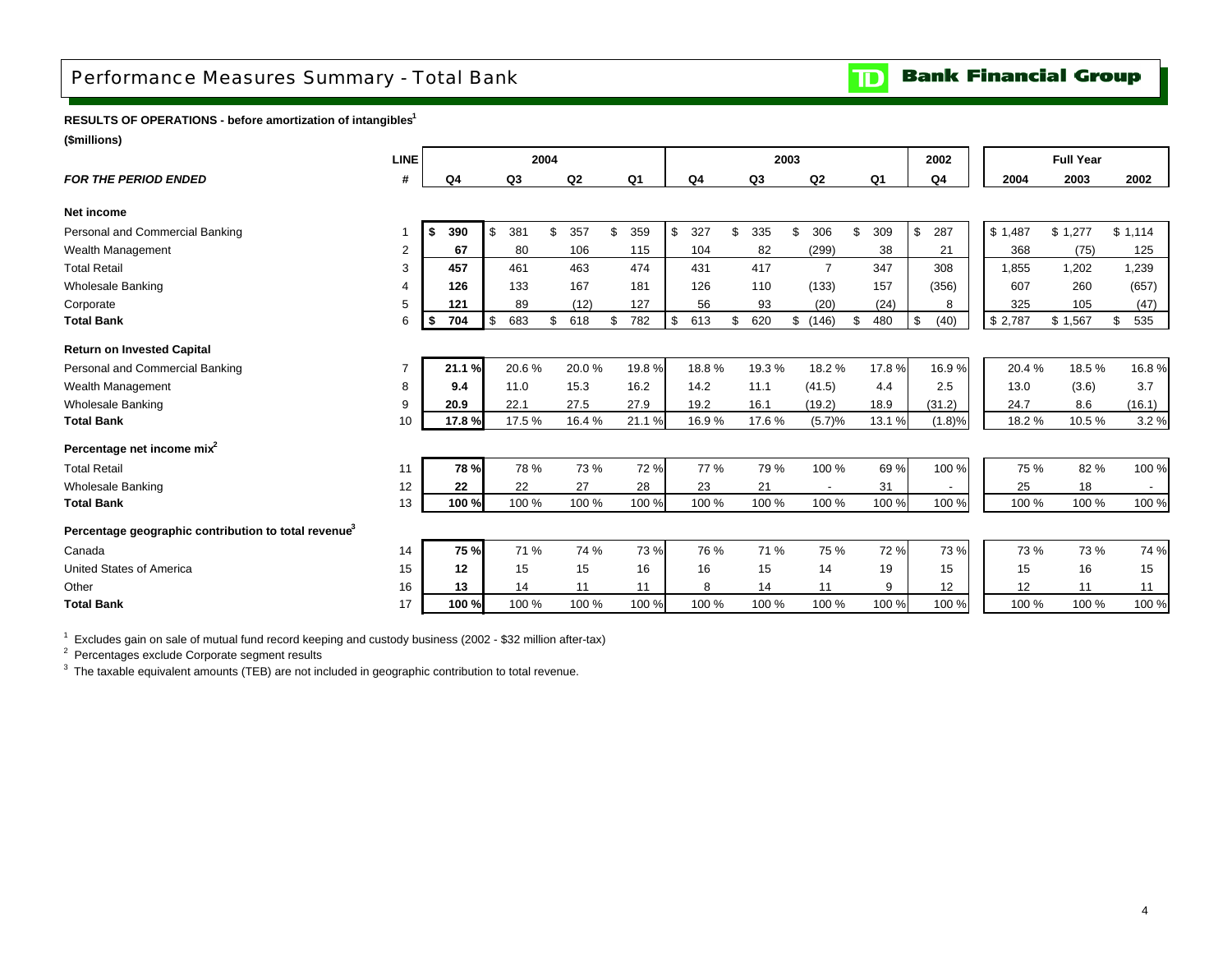# Performance Measures Summary - Total Bank

**Bank Financial Group**

**RESULTS OF OPERATIONS - before amortization of intangibles[1]**

**($millions)**

| | LINE | 2004 | | | | 2003 | | | | 2002 | Full Year | | |
|---|---|---|---|---|---|---|---|---|---|---|---|---|---|
| ***FOR THE PERIOD ENDED*** | **#** | **Q4** | **Q3** | **Q2** | **Q1** | **Q4** | **Q3** | **Q2** | **Q1** | **Q4** | **2004** | **2003** | **2002** |
| **Net income** | | | | | | | | | | | | | |
| Personal and Commercial Banking | 1 | **$ 390** | $ 381 | $ 357 | $ 359 | $ 327 | $ 335 | $ 306 | $ 309 | $ 287 | $ 1,487 | $ 1,277 | $ 1,114 |
| Wealth Management | 2 | **67** | 80 | 106 | 115 | 104 | 82 | (299) | 38 | 21 | 368 | (75) | 125 |
| Total Retail | 3 | **457** | 461 | 463 | 474 | 431 | 417 | 7 | 347 | 308 | 1,855 | 1,202 | 1,239 |
| Wholesale Banking | 4 | **126** | 133 | 167 | 181 | 126 | 110 | (133) | 157 | (356) | 607 | 260 | (657) |
| Corporate | 5 | **121** | 89 | (12) | 127 | 56 | 93 | (20) | (24) | 8 | 325 | 105 | (47) |
| **Total Bank** | 6 | **$ 704** | $ 683 | $ 618 | $ 782 | $ 613 | $ 620 | $ (146) | $ 480 | $ (40) | $ 2,787 | $ 1,567 | $ 535 |
| **Return on Invested Capital** | | | | | | | | | | | | | |
| Personal and Commercial Banking | 7 | **21.1 %** | 20.6 % | 20.0 % | 19.8 % | 18.8 % | 19.3 % | 18.2 % | 17.8 % | 16.9 % | 20.4 % | 18.5 % | 16.8 % |
| Wealth Management | 8 | **9.4** | 11.0 | 15.3 | 16.2 | 14.2 | 11.1 | (41.5) | 4.4 | 2.5 | 13.0 | (3.6) | 3.7 |
| Wholesale Banking | 9 | **20.9** | 22.1 | 27.5 | 27.9 | 19.2 | 16.1 | (19.2) | 18.9 | (31.2) | 24.7 | 8.6 | (16.1) |
| **Total Bank** | 10 | **17.8 %** | 17.5 % | 16.4 % | 21.1 % | 16.9 % | 17.6 % | (5.7)% | 13.1 % | (1.8)% | 18.2 % | 10.5 % | 3.2 % |
| **Percentage net income mix[2]** | | | | | | | | | | | | | |
| Total Retail | 11 | **78 %** | 78 % | 73 % | 72 % | 77 % | 79 % | 100 % | 69 % | 100 % | 75 % | 82 % | 100 % |
| Wholesale Banking | 12 | **22** | 22 | 27 | 28 | 23 | 21 | - | 31 | - | 25 | 18 | - |
| **Total Bank** | 13 | **100 %** | 100 % | 100 % | 100 % | 100 % | 100 % | 100 % | 100 % | 100 % | 100 % | 100 % | 100 % |
| **Percentage geographic contribution to total revenue[3]** | | | | | | | | | | | | | |
| Canada | 14 | **75 %** | 71 % | 74 % | 73 % | 76 % | 71 % | 75 % | 72 % | 73 % | 73 % | 73 % | 74 % |
| United States of America | 15 | **12** | 15 | 15 | 16 | 16 | 15 | 14 | 19 | 15 | 15 | 16 | 15 |
| Other | 16 | **13** | 14 | 11 | 11 | 8 | 14 | 11 | 9 | 12 | 12 | 11 | 11 |
| **Total Bank** | 17 | **100 %** | 100 % | 100 % | 100 % | 100 % | 100 % | 100 % | 100 % | 100 % | 100 % | 100 % | 100 % |

[1] Excludes gain on sale of mutual fund record keeping and custody business (2002 - $32 million after-tax)

[2] Percentages exclude Corporate segment results

[3] The taxable equivalent amounts (TEB) are not included in geographic contribution to total revenue.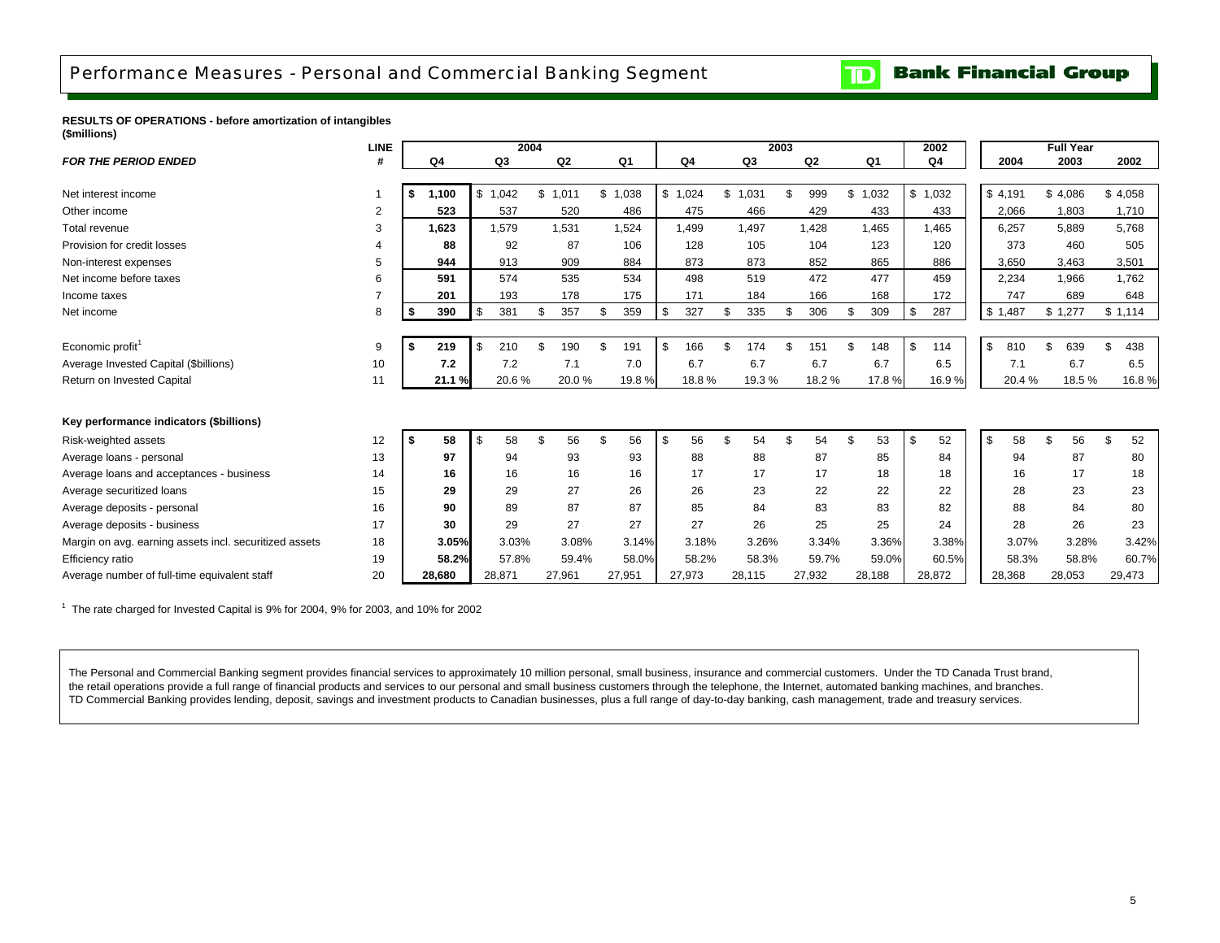# Performance Measures - Personal and Commercial Banking Segment

**RESULTS OF OPERATIONS - before amortization of intangibles**
**(\$millions)**

| *FOR THE PERIOD ENDED* | LINE # | 2004 Q4 | 2004 Q3 | 2004 Q2 | 2004 Q1 | 2003 Q4 | 2003 Q3 | 2003 Q2 | 2003 Q1 | 2002 Q4 | Full Year 2004 | Full Year 2003 | Full Year 2002 |
|---|---|---|---|---|---|---|---|---|---|---|---|---|---|
| Net interest income | 1 | **$ 1,100** | $ 1,042 | $ 1,011 | $ 1,038 | $ 1,024 | $ 1,031 | $ 999 | $ 1,032 | $ 1,032 | $ 4,191 | $ 4,086 | $ 4,058 |
| Other income | 2 | **523** | 537 | 520 | 486 | 475 | 466 | 429 | 433 | 433 | 2,066 | 1,803 | 1,710 |
| Total revenue | 3 | **1,623** | 1,579 | 1,531 | 1,524 | 1,499 | 1,497 | 1,428 | 1,465 | 1,465 | 6,257 | 5,889 | 5,768 |
| Provision for credit losses | 4 | **88** | 92 | 87 | 106 | 128 | 105 | 104 | 123 | 120 | 373 | 460 | 505 |
| Non-interest expenses | 5 | **944** | 913 | 909 | 884 | 873 | 873 | 852 | 865 | 886 | 3,650 | 3,463 | 3,501 |
| Net income before taxes | 6 | **591** | 574 | 535 | 534 | 498 | 519 | 472 | 477 | 459 | 2,234 | 1,966 | 1,762 |
| Income taxes | 7 | **201** | 193 | 178 | 175 | 171 | 184 | 166 | 168 | 172 | 747 | 689 | 648 |
| Net income | 8 | **$ 390** | $ 381 | $ 357 | $ 359 | $ 327 | $ 335 | $ 306 | $ 309 | $ 287 | $ 1,487 | $ 1,277 | $ 1,114 |
| Economic profit[1] | 9 | **$ 219** | $ 210 | $ 190 | $ 191 | $ 166 | $ 174 | $ 151 | $ 148 | $ 114 | $ 810 | $ 639 | $ 438 |
| Average Invested Capital (\$billions) | 10 | **7.2** | 7.2 | 7.1 | 7.0 | 6.7 | 6.7 | 6.7 | 6.7 | 6.5 | 7.1 | 6.7 | 6.5 |
| Return on Invested Capital | 11 | **21.1 %** | 20.6 % | 20.0 % | 19.8 % | 18.8 % | 19.3 % | 18.2 % | 17.8 % | 16.9 % | 20.4 % | 18.5 % | 16.8 % |
| **Key performance indicators (\$billions)** | | | | | | | | | | | | | |
| Risk-weighted assets | 12 | **$ 58** | $ 58 | $ 56 | $ 56 | $ 56 | $ 54 | $ 54 | $ 53 | $ 52 | $ 58 | $ 56 | $ 52 |
| Average loans - personal | 13 | **97** | 94 | 93 | 93 | 88 | 88 | 87 | 85 | 84 | 94 | 87 | 80 |
| Average loans and acceptances - business | 14 | **16** | 16 | 16 | 16 | 17 | 17 | 17 | 18 | 18 | 16 | 17 | 18 |
| Average securitized loans | 15 | **29** | 29 | 27 | 26 | 26 | 23 | 22 | 22 | 22 | 28 | 23 | 23 |
| Average deposits - personal | 16 | **90** | 89 | 87 | 87 | 85 | 84 | 83 | 83 | 82 | 88 | 84 | 80 |
| Average deposits - business | 17 | **30** | 29 | 27 | 27 | 27 | 26 | 25 | 25 | 24 | 28 | 26 | 23 |
| Margin on avg. earning assets incl. securitized assets | 18 | **3.05%** | 3.03% | 3.08% | 3.14% | 3.18% | 3.26% | 3.34% | 3.36% | 3.38% | 3.07% | 3.28% | 3.42% |
| Efficiency ratio | 19 | **58.2%** | 57.8% | 59.4% | 58.0% | 58.2% | 58.3% | 59.7% | 59.0% | 60.5% | 58.3% | 58.8% | 60.7% |
| Average number of full-time equivalent staff | 20 | **28,680** | 28,871 | 27,961 | 27,951 | 27,973 | 28,115 | 27,932 | 28,188 | 28,872 | 28,368 | 28,053 | 29,473 |

[1] The rate charged for Invested Capital is 9% for 2004, 9% for 2003, and 10% for 2002

The Personal and Commercial Banking segment provides financial services to approximately 10 million personal, small business, insurance and commercial customers. Under the TD Canada Trust brand, the retail operations provide a full range of financial products and services to our personal and small business customers through the telephone, the Internet, automated banking machines, and branches. TD Commercial Banking provides lending, deposit, savings and investment products to Canadian businesses, plus a full range of day-to-day banking, cash management, trade and treasury services.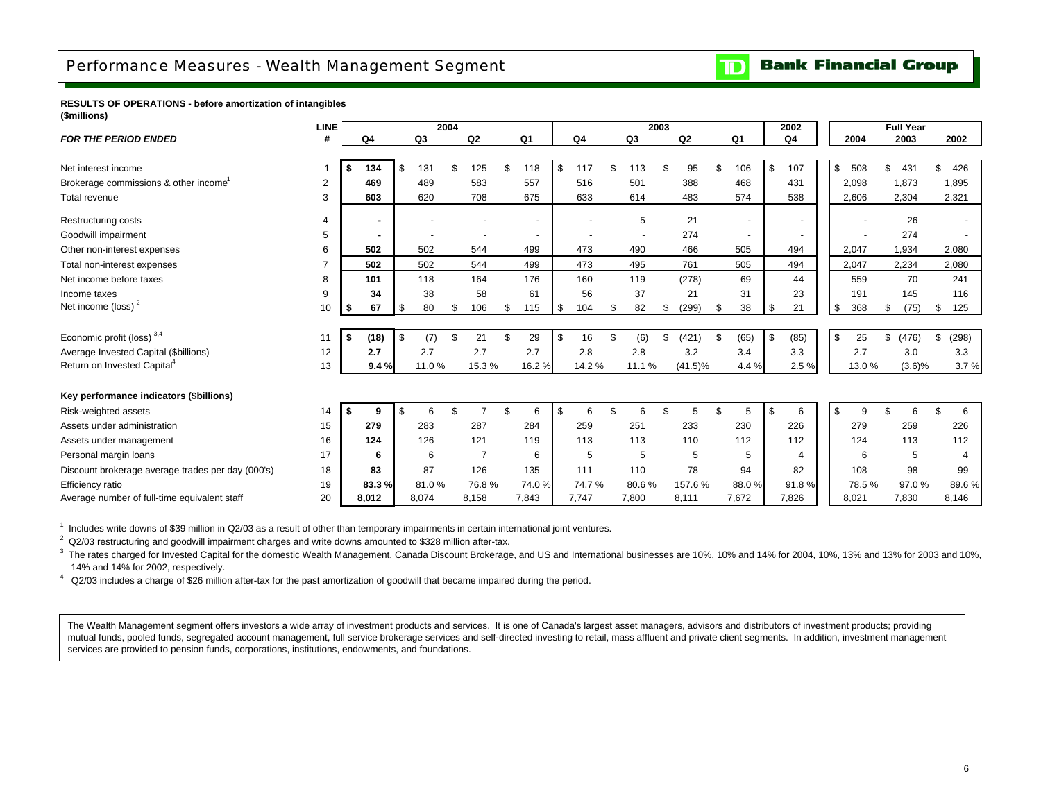# Performance Measures - Wealth Management Segment

**Bank Financial Group**

**RESULTS OF OPERATIONS - before amortization of intangibles**
**($millions)**

| *FOR THE PERIOD ENDED* | LINE # | 2004 Q4 | 2004 Q3 | 2004 Q2 | 2004 Q1 | 2003 Q4 | 2003 Q3 | 2003 Q2 | 2003 Q1 | 2002 Q4 | Full Year 2004 | Full Year 2003 | Full Year 2002 |
|---|---|---|---|---|---|---|---|---|---|---|---|---|---|
| Net interest income | 1 | **$ 134** | $ 131 | $ 125 | $ 118 | $ 117 | $ 113 | $ 95 | $ 106 | $ 107 | $ 508 | $ 431 | $ 426 |
| Brokerage commissions & other income[1] | 2 | **469** | 489 | 583 | 557 | 516 | 501 | 388 | 468 | 431 | 2,098 | 1,873 | 1,895 |
| Total revenue | 3 | **603** | 620 | 708 | 675 | 633 | 614 | 483 | 574 | 538 | 2,606 | 2,304 | 2,321 |
| Restructuring costs | 4 | **-** | - | - | - | - | 5 | 21 | - | - | - | 26 | - |
| Goodwill impairment | 5 | **-** | - | - | - | - | - | 274 | - | - | - | 274 | - |
| Other non-interest expenses | 6 | **502** | 502 | 544 | 499 | 473 | 490 | 466 | 505 | 494 | 2,047 | 1,934 | 2,080 |
| Total non-interest expenses | 7 | **502** | 502 | 544 | 499 | 473 | 495 | 761 | 505 | 494 | 2,047 | 2,234 | 2,080 |
| Net income before taxes | 8 | **101** | 118 | 164 | 176 | 160 | 119 | (278) | 69 | 44 | 559 | 70 | 241 |
| Income taxes | 9 | **34** | 38 | 58 | 61 | 56 | 37 | 21 | 31 | 23 | 191 | 145 | 116 |
| Net income (loss) [2] | 10 | **$ 67** | $ 80 | $ 106 | $ 115 | $ 104 | $ 82 | $ (299) | $ 38 | $ 21 | $ 368 | $ (75) | $ 125 |
| Economic profit (loss) [3,4] | 11 | **$ (18)** | $ (7) | $ 21 | $ 29 | $ 16 | $ (6) | $ (421) | $ (65) | $ (85) | $ 25 | $ (476) | $ (298) |
| Average Invested Capital ($billions) | 12 | **2.7** | 2.7 | 2.7 | 2.7 | 2.8 | 2.8 | 3.2 | 3.4 | 3.3 | 2.7 | 3.0 | 3.3 |
| Return on Invested Capital[4] | 13 | **9.4 %** | 11.0 % | 15.3 % | 16.2 % | 14.2 % | 11.1 % | (41.5)% | 4.4 % | 2.5 % | 13.0 % | (3.6)% | 3.7 % |
| **Key performance indicators ($billions)** | | | | | | | | | | | | | |
| Risk-weighted assets | 14 | **$ 9** | $ 6 | $ 7 | $ 6 | $ 6 | $ 6 | $ 5 | $ 5 | $ 6 | $ 9 | $ 6 | $ 6 |
| Assets under administration | 15 | **279** | 283 | 287 | 284 | 259 | 251 | 233 | 230 | 226 | 279 | 259 | 226 |
| Assets under management | 16 | **124** | 126 | 121 | 119 | 113 | 113 | 110 | 112 | 112 | 124 | 113 | 112 |
| Personal margin loans | 17 | **6** | 6 | 7 | 6 | 5 | 5 | 5 | 5 | 4 | 6 | 5 | 4 |
| Discount brokerage average trades per day (000's) | 18 | **83** | 87 | 126 | 135 | 111 | 110 | 78 | 94 | 82 | 108 | 98 | 99 |
| Efficiency ratio | 19 | **83.3 %** | 81.0 % | 76.8 % | 74.0 % | 74.7 % | 80.6 % | 157.6 % | 88.0 % | 91.8 % | 78.5 % | 97.0 % | 89.6 % |
| Average number of full-time equivalent staff | 20 | **8,012** | 8,074 | 8,158 | 7,843 | 7,747 | 7,800 | 8,111 | 7,672 | 7,826 | 8,021 | 7,830 | 8,146 |

[1] Includes write downs of $39 million in Q2/03 as a result of other than temporary impairments in certain international joint ventures.

[2] Q2/03 restructuring and goodwill impairment charges and write downs amounted to $328 million after-tax.

[3] The rates charged for Invested Capital for the domestic Wealth Management, Canada Discount Brokerage, and US and International businesses are 10%, 10% and 14% for 2004, 10%, 13% and 13% for 2003 and 10%, 14% and 14% for 2002, respectively.

[4] Q2/03 includes a charge of $26 million after-tax for the past amortization of goodwill that became impaired during the period.

The Wealth Management segment offers investors a wide array of investment products and services. It is one of Canada's largest asset managers, advisors and distributors of investment products; providing mutual funds, pooled funds, segregated account management, full service brokerage services and self-directed investing to retail, mass affluent and private client segments. In addition, investment management services are provided to pension funds, corporations, institutions, endowments, and foundations.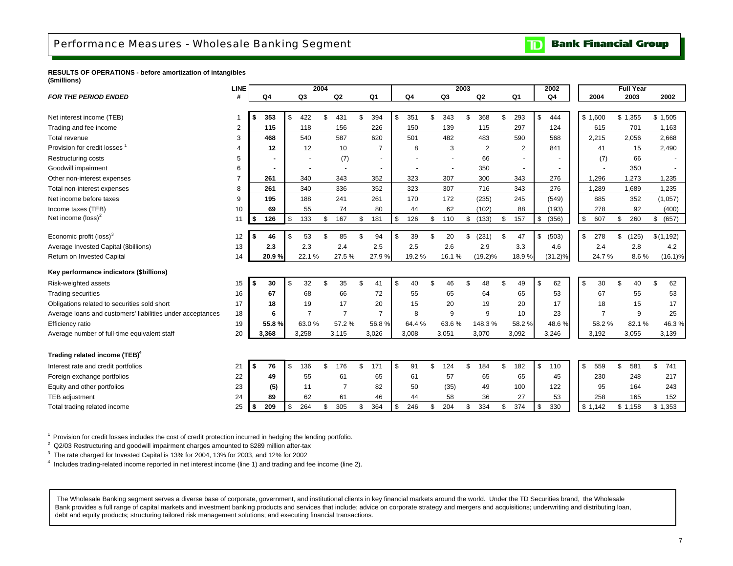# Performance Measures - Wholesale Banking Segment

**TD Bank Financial Group**

**RESULTS OF OPERATIONS - before amortization of intangibles**
**($millions)**

| *FOR THE PERIOD ENDED* | LINE # | 2004 Q4 | 2004 Q3 | 2004 Q2 | 2004 Q1 | 2003 Q4 | 2003 Q3 | 2003 Q2 | 2003 Q1 | 2002 Q4 | Full Year 2004 | Full Year 2003 | Full Year 2002 |
|---|---|---|---|---|---|---|---|---|---|---|---|---|---|
| Net interest income (TEB) | 1 | $ 353 | $ 422 | $ 431 | $ 394 | $ 351 | $ 343 | $ 368 | $ 293 | $ 444 | $ 1,600 | $ 1,355 | $ 1,505 |
| Trading and fee income | 2 | 115 | 118 | 156 | 226 | 150 | 139 | 115 | 297 | 124 | 615 | 701 | 1,163 |
| Total revenue | 3 | 468 | 540 | 587 | 620 | 501 | 482 | 483 | 590 | 568 | 2,215 | 2,056 | 2,668 |
| Provision for credit losses [1] | 4 | 12 | 12 | 10 | 7 | 8 | 3 | 2 | 2 | 841 | 41 | 15 | 2,490 |
| Restructuring costs | 5 | - | - | (7) | - | - | - | 66 | - | - | (7) | 66 | - |
| Goodwill impairment | 6 | - | - | - | - | - | - | 350 | - | - | - | 350 | - |
| Other non-interest expenses | 7 | 261 | 340 | 343 | 352 | 323 | 307 | 300 | 343 | 276 | 1,296 | 1,273 | 1,235 |
| Total non-interest expenses | 8 | 261 | 340 | 336 | 352 | 323 | 307 | 716 | 343 | 276 | 1,289 | 1,689 | 1,235 |
| Net income before taxes | 9 | 195 | 188 | 241 | 261 | 170 | 172 | (235) | 245 | (549) | 885 | 352 | (1,057) |
| Income taxes (TEB) | 10 | 69 | 55 | 74 | 80 | 44 | 62 | (102) | 88 | (193) | 278 | 92 | (400) |
| Net income (loss)[2] | 11 | $ 126 | $ 133 | $ 167 | $ 181 | $ 126 | $ 110 | $ (133) | $ 157 | $ (356) | $ 607 | $ 260 | $ (657) |
| Economic profit (loss)[3] | 12 | $ 46 | $ 53 | $ 85 | $ 94 | $ 39 | $ 20 | $ (231) | $ 47 | $ (503) | $ 278 | $ (125) | $(1,192) |
| Average Invested Capital ($billions) | 13 | 2.3 | 2.3 | 2.4 | 2.5 | 2.5 | 2.6 | 2.9 | 3.3 | 4.6 | 2.4 | 2.8 | 4.2 |
| Return on Invested Capital | 14 | 20.9 % | 22.1 % | 27.5 % | 27.9 % | 19.2 % | 16.1 % | (19.2)% | 18.9 % | (31.2)% | 24.7 % | 8.6 % | (16.1)% |
| **Key performance indicators ($billions)** | | | | | | | | | | | | | |
| Risk-weighted assets | 15 | $ 30 | $ 32 | $ 35 | $ 41 | $ 40 | $ 46 | $ 48 | $ 49 | $ 62 | $ 30 | $ 40 | $ 62 |
| Trading securities | 16 | 67 | 68 | 66 | 72 | 55 | 65 | 64 | 65 | 53 | 67 | 55 | 53 |
| Obligations related to securities sold short | 17 | 18 | 19 | 17 | 20 | 15 | 20 | 19 | 20 | 17 | 18 | 15 | 17 |
| Average loans and customers' liabilities under acceptances | 18 | 6 | 7 | 7 | 7 | 8 | 9 | 9 | 10 | 23 | 7 | 9 | 25 |
| Efficiency ratio | 19 | 55.8 % | 63.0 % | 57.2 % | 56.8 % | 64.4 % | 63.6 % | 148.3 % | 58.2 % | 48.6 % | 58.2 % | 82.1 % | 46.3 % |
| Average number of full-time equivalent staff | 20 | 3,368 | 3,258 | 3,115 | 3,026 | 3,008 | 3,051 | 3,070 | 3,092 | 3,246 | 3,192 | 3,055 | 3,139 |
| **Trading related income (TEB)[4]** | | | | | | | | | | | | | |
| Interest rate and credit portfolios | 21 | $ 76 | $ 136 | $ 176 | $ 171 | $ 91 | $ 124 | $ 184 | $ 182 | $ 110 | $ 559 | $ 581 | $ 741 |
| Foreign exchange portfolios | 22 | 49 | 55 | 61 | 65 | 61 | 57 | 65 | 65 | 45 | 230 | 248 | 217 |
| Equity and other portfolios | 23 | (5) | 11 | 7 | 82 | 50 | (35) | 49 | 100 | 122 | 95 | 164 | 243 |
| TEB adjustment | 24 | 89 | 62 | 61 | 46 | 44 | 58 | 36 | 27 | 53 | 258 | 165 | 152 |
| Total trading related income | 25 | $ 209 | $ 264 | $ 305 | $ 364 | $ 246 | $ 204 | $ 334 | $ 374 | $ 330 | $ 1,142 | $ 1,158 | $ 1,353 |

[1] Provision for credit losses includes the cost of credit protection incurred in hedging the lending portfolio.
[2] Q2/03 Restructuring and goodwill impairment charges amounted to $289 million after-tax
[3] The rate charged for Invested Capital is 13% for 2004, 13% for 2003, and 12% for 2002
[4] Includes trading-related income reported in net interest income (line 1) and trading and fee income (line 2).

The Wholesale Banking segment serves a diverse base of corporate, government, and institutional clients in key financial markets around the world. Under the TD Securities brand, the Wholesale Bank provides a full range of capital markets and investment banking products and services that include; advice on corporate strategy and mergers and acquisitions; underwriting and distributing loan, debt and equity products; structuring tailored risk management solutions; and executing financial transactions.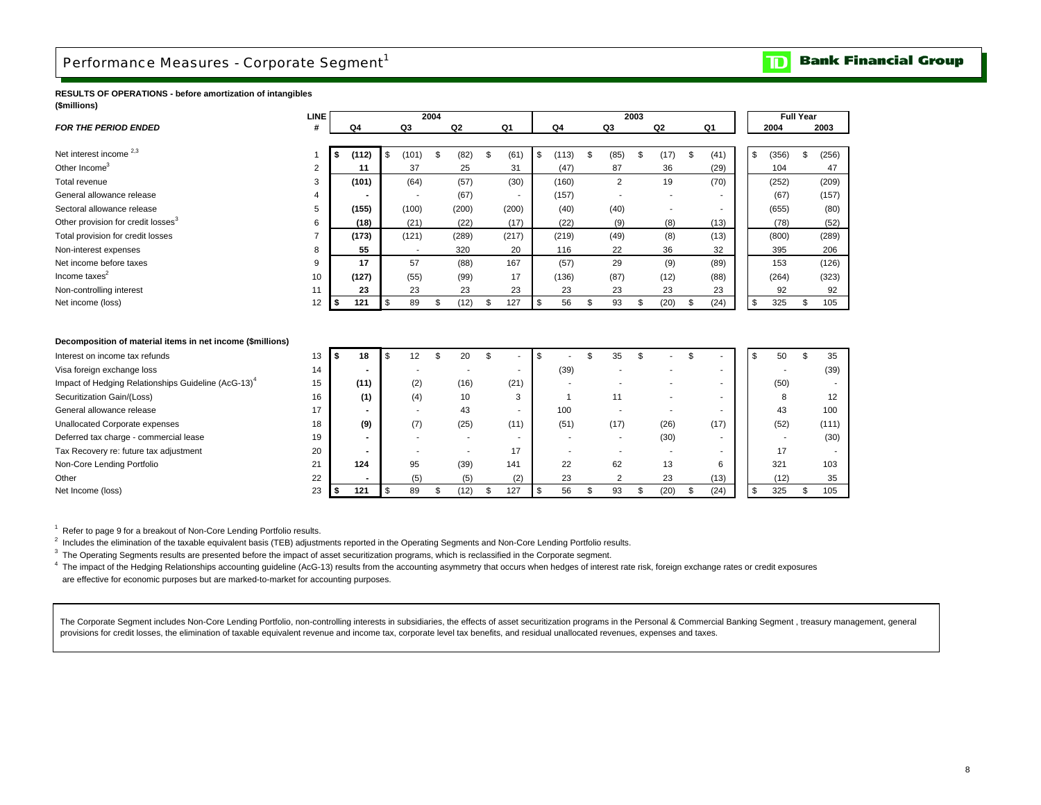# Performance Measures - Corporate Segment[1]

**TD Bank Financial Group**

**RESULTS OF OPERATIONS - before amortization of intangibles**
**($millions)**

| FOR THE PERIOD ENDED | LINE # | 2004 Q4 | 2004 Q3 | 2004 Q2 | 2004 Q1 | 2003 Q4 | 2003 Q3 | 2003 Q2 | 2003 Q1 | Full Year 2004 | Full Year 2003 |
|---|---|---|---|---|---|---|---|---|---|---|---|
| Net interest income [2,3] | 1 | $ (112) | $ (101) | $ (82) | $ (61) | $ (113) | $ (85) | $ (17) | $ (41) | $ (356) | $ (256) |
| Other Income[3] | 2 | 11 | 37 | 25 | 31 | (47) | 87 | 36 | (29) | 104 | 47 |
| Total revenue | 3 | (101) | (64) | (57) | (30) | (160) | 2 | 19 | (70) | (252) | (209) |
| General allowance release | 4 | - | - | (67) | - | (157) | - | - | - | (67) | (157) |
| Sectoral allowance release | 5 | (155) | (100) | (200) | (200) | (40) | (40) | - | - | (655) | (80) |
| Other provision for credit losses[3] | 6 | (18) | (21) | (22) | (17) | (22) | (9) | (8) | (13) | (78) | (52) |
| Total provision for credit losses | 7 | (173) | (121) | (289) | (217) | (219) | (49) | (8) | (13) | (800) | (289) |
| Non-interest expenses | 8 | 55 | - | 320 | 20 | 116 | 22 | 36 | 32 | 395 | 206 |
| Net income before taxes | 9 | 17 | 57 | (88) | 167 | (57) | 29 | (9) | (89) | 153 | (126) |
| Income taxes[2] | 10 | (127) | (55) | (99) | 17 | (136) | (87) | (12) | (88) | (264) | (323) |
| Non-controlling interest | 11 | 23 | 23 | 23 | 23 | 23 | 23 | 23 | 23 | 92 | 92 |
| Net income (loss) | 12 | $ 121 | $ 89 | $ (12) | $ 127 | $ 56 | $ 93 | $ (20) | $ (24) | $ 325 | $ 105 |

**Decomposition of material items in net income ($millions)**

| | LINE # | 2004 Q4 | 2004 Q3 | 2004 Q2 | 2004 Q1 | 2003 Q4 | 2003 Q3 | 2003 Q2 | 2003 Q1 | Full Year 2004 | Full Year 2003 |
|---|---|---|---|---|---|---|---|---|---|---|---|
| Interest on income tax refunds | 13 | $ 18 | $ 12 | $ 20 | $ - | $ - | $ 35 | $ - | $ - | $ 50 | $ 35 |
| Visa foreign exchange loss | 14 | - | - | - | - | (39) | - | - | - | - | (39) |
| Impact of Hedging Relationships Guideline (AcG-13)[4] | 15 | (11) | (2) | (16) | (21) | - | - | - | - | (50) | - |
| Securitization Gain/(Loss) | 16 | (1) | (4) | 10 | 3 | 1 | 11 | - | - | 8 | 12 |
| General allowance release | 17 | - | - | 43 | - | 100 | - | - | - | 43 | 100 |
| Unallocated Corporate expenses | 18 | (9) | (7) | (25) | (11) | (51) | (17) | (26) | (17) | (52) | (111) |
| Deferred tax charge - commercial lease | 19 | - | - | - | - | - | - | (30) | - | - | (30) |
| Tax Recovery re: future tax adjustment | 20 | - | - | - | 17 | - | - | - | - | 17 | - |
| Non-Core Lending Portfolio | 21 | 124 | 95 | (39) | 141 | 22 | 62 | 13 | 6 | 321 | 103 |
| Other | 22 | - | (5) | (5) | (2) | 23 | 2 | 23 | (13) | (12) | 35 |
| Net Income (loss) | 23 | $ 121 | $ 89 | $ (12) | $ 127 | $ 56 | $ 93 | $ (20) | $ (24) | $ 325 | $ 105 |

[1] Refer to page 9 for a breakout of Non-Core Lending Portfolio results.

[2] Includes the elimination of the taxable equivalent basis (TEB) adjustments reported in the Operating Segments and Non-Core Lending Portfolio results.

[3] The Operating Segments results are presented before the impact of asset securitization programs, which is reclassified in the Corporate segment.

[4] The impact of the Hedging Relationships accounting guideline (AcG-13) results from the accounting asymmetry that occurs when hedges of interest rate risk, foreign exchange rates or credit exposures are effective for economic purposes but are marked-to-market for accounting purposes.

The Corporate Segment includes Non-Core Lending Portfolio, non-controlling interests in subsidiaries, the effects of asset securitization programs in the Personal & Commercial Banking Segment , treasury management, general provisions for credit losses, the elimination of taxable equivalent revenue and income tax, corporate level tax benefits, and residual unallocated revenues, expenses and taxes.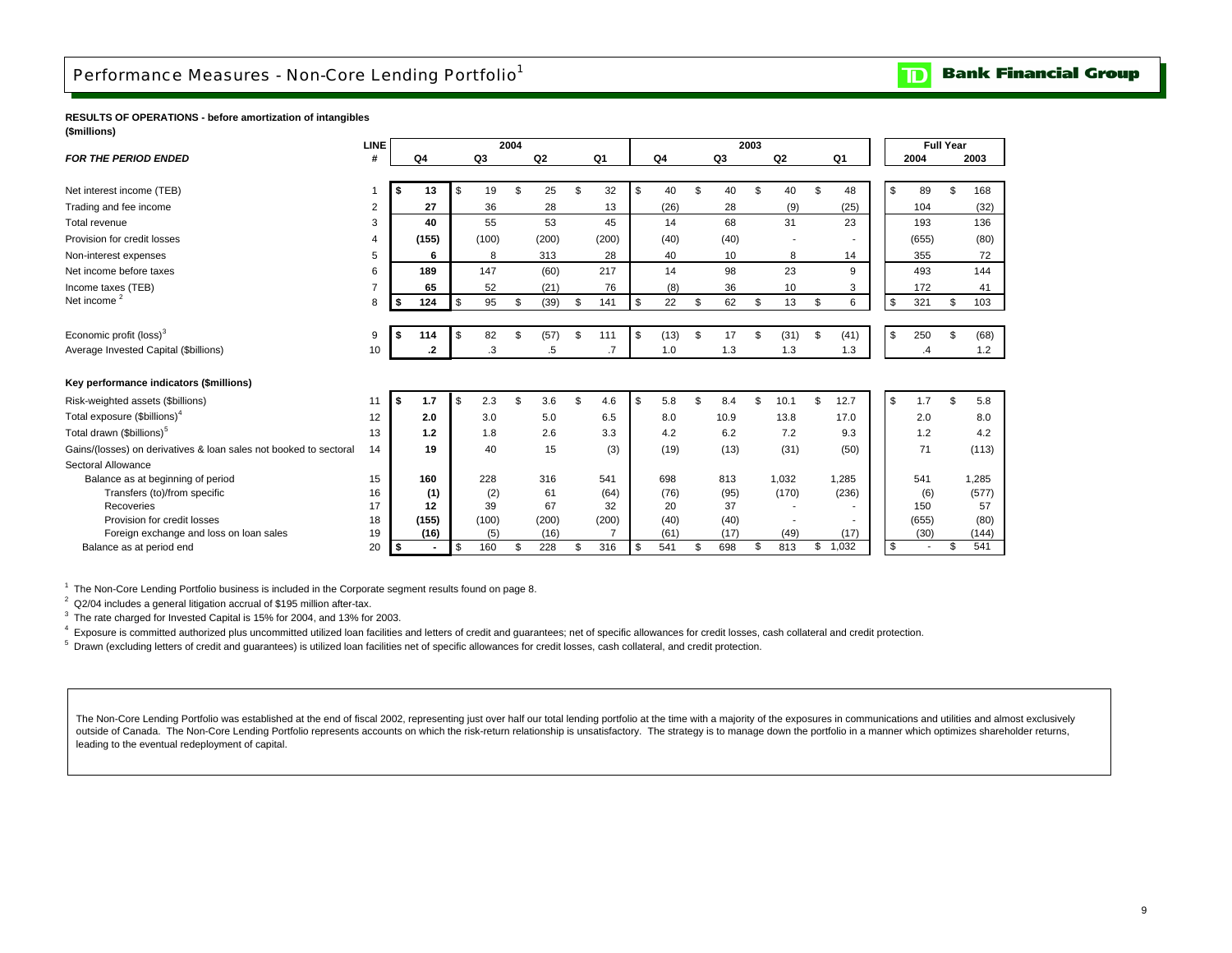# Performance Measures - Non-Core Lending Portfolio[1]

**RESULTS OF OPERATIONS - before amortization of intangibles**
**($millions)**

| *FOR THE PERIOD ENDED* | LINE # | 2004 Q4 | 2004 Q3 | 2004 Q2 | 2004 Q1 | 2003 Q4 | 2003 Q3 | 2003 Q2 | 2003 Q1 | Full Year 2004 | Full Year 2003 |
|---|---|---|---|---|---|---|---|---|---|---|---|
| Net interest income (TEB) | 1 | **$ 13** | $ 19 | $ 25 | $ 32 | $ 40 | $ 40 | $ 40 | $ 48 | $ 89 | $ 168 |
| Trading and fee income | 2 | **27** | 36 | 28 | 13 | (26) | 28 | (9) | (25) | 104 | (32) |
| Total revenue | 3 | **40** | 55 | 53 | 45 | 14 | 68 | 31 | 23 | 193 | 136 |
| Provision for credit losses | 4 | **(155)** | (100) | (200) | (200) | (40) | (40) | - | - | (655) | (80) |
| Non-interest expenses | 5 | **6** | 8 | 313 | 28 | 40 | 10 | 8 | 14 | 355 | 72 |
| Net income before taxes | 6 | **189** | 147 | (60) | 217 | 14 | 98 | 23 | 9 | 493 | 144 |
| Income taxes (TEB) | 7 | **65** | 52 | (21) | 76 | (8) | 36 | 10 | 3 | 172 | 41 |
| Net income[2] | 8 | **$ 124** | $ 95 | $ (39) | $ 141 | $ 22 | $ 62 | $ 13 | $ 6 | $ 321 | $ 103 |
| Economic profit (loss)[3] | 9 | **$ 114** | $ 82 | $ (57) | $ 111 | $ (13) | $ 17 | $ (31) | $ (41) | $ 250 | $ (68) |
| Average Invested Capital ($billions) | 10 | **.2** | .3 | .5 | .7 | 1.0 | 1.3 | 1.3 | 1.3 | .4 | 1.2 |
| **Key performance indicators ($millions)** | | | | | | | | | | | |
| Risk-weighted assets ($billions) | 11 | **$ 1.7** | $ 2.3 | $ 3.6 | $ 4.6 | $ 5.8 | $ 8.4 | $ 10.1 | $ 12.7 | $ 1.7 | $ 5.8 |
| Total exposure ($billions)[4] | 12 | **2.0** | 3.0 | 5.0 | 6.5 | 8.0 | 10.9 | 13.8 | 17.0 | 2.0 | 8.0 |
| Total drawn ($billions)[5] | 13 | **1.2** | 1.8 | 2.6 | 3.3 | 4.2 | 6.2 | 7.2 | 9.3 | 1.2 | 4.2 |
| Gains/(losses) on derivatives & loan sales not booked to sectoral | 14 | **19** | 40 | 15 | (3) | (19) | (13) | (31) | (50) | 71 | (113) |
| Sectoral Allowance | | | | | | | | | | | |
| Balance as at beginning of period | 15 | **160** | 228 | 316 | 541 | 698 | 813 | 1,032 | 1,285 | 541 | 1,285 |
| Transfers (to)/from specific | 16 | **(1)** | (2) | 61 | (64) | (76) | (95) | (170) | (236) | (6) | (577) |
| Recoveries | 17 | **12** | 39 | 67 | 32 | 20 | 37 | - | - | 150 | 57 |
| Provision for credit losses | 18 | **(155)** | (100) | (200) | (200) | (40) | (40) | - | - | (655) | (80) |
| Foreign exchange and loss on loan sales | 19 | **(16)** | (5) | (16) | 7 | (61) | (17) | (49) | (17) | (30) | (144) |
| Balance as at period end | 20 | **$ -** | $ 160 | $ 228 | $ 316 | $ 541 | $ 698 | $ 813 | $ 1,032 | $ - | $ 541 |

[1] The Non-Core Lending Portfolio business is included in the Corporate segment results found on page 8.

[2] Q2/04 includes a general litigation accrual of $195 million after-tax.

[3] The rate charged for Invested Capital is 15% for 2004, and 13% for 2003.

[4] Exposure is committed authorized plus uncommitted utilized loan facilities and letters of credit and guarantees; net of specific allowances for credit losses, cash collateral and credit protection.

[5] Drawn (excluding letters of credit and guarantees) is utilized loan facilities net of specific allowances for credit losses, cash collateral, and credit protection.

The Non-Core Lending Portfolio was established at the end of fiscal 2002, representing just over half our total lending portfolio at the time with a majority of the exposures in communications and utilities and almost exclusively outside of Canada. The Non-Core Lending Portfolio represents accounts on which the risk-return relationship is unsatisfactory. The strategy is to manage down the portfolio in a manner which optimizes shareholder returns, leading to the eventual redeployment of capital.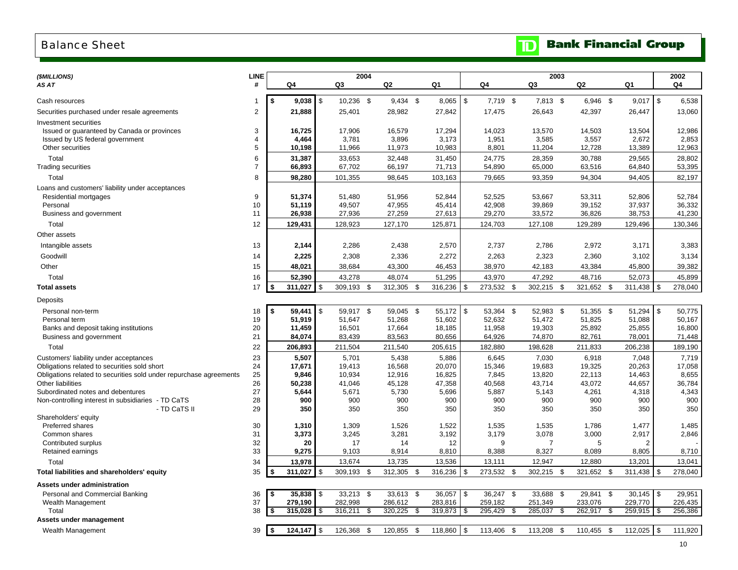# Balance Sheet

**TD Bank Financial Group**

| *($MILLIONS)* *AS AT* | LINE # | 2004 Q4 | 2004 Q3 | 2004 Q2 | 2004 Q1 | 2003 Q4 | 2003 Q3 | 2003 Q2 | 2003 Q1 | 2002 Q4 |
|---|---|---|---|---|---|---|---|---|---|---|
| Cash resources | 1 | **$ 9,038** | $ 10,236 | $ 9,434 | $ 8,065 | $ 7,719 | $ 7,813 | $ 6,946 | $ 9,017 | $ 6,538 |
| Securities purchased under resale agreements | 2 | **21,888** | 25,401 | 28,982 | 27,842 | 17,475 | 26,643 | 42,397 | 26,447 | 13,060 |
| Investment securities | | | | | | | | | | |
| Issued or guaranteed by Canada or provinces | 3 | **16,725** | 17,906 | 16,579 | 17,294 | 14,023 | 13,570 | 14,503 | 13,504 | 12,986 |
| Issued by US federal government | 4 | **4,464** | 3,781 | 3,896 | 3,173 | 1,951 | 3,585 | 3,557 | 2,672 | 2,853 |
| Other securities | 5 | **10,198** | 11,966 | 11,973 | 10,983 | 8,801 | 11,204 | 12,728 | 13,389 | 12,963 |
| Total | 6 | **31,387** | 33,653 | 32,448 | 31,450 | 24,775 | 28,359 | 30,788 | 29,565 | 28,802 |
| Trading securities | 7 | **66,893** | 67,702 | 66,197 | 71,713 | 54,890 | 65,000 | 63,516 | 64,840 | 53,395 |
| Total | 8 | **98,280** | 101,355 | 98,645 | 103,163 | 79,665 | 93,359 | 94,304 | 94,405 | 82,197 |
| Loans and customers' liability under acceptances | | | | | | | | | | |
| Residential mortgages | 9 | **51,374** | 51,480 | 51,956 | 52,844 | 52,525 | 53,667 | 53,311 | 52,806 | 52,784 |
| Personal | 10 | **51,119** | 49,507 | 47,955 | 45,414 | 42,908 | 39,869 | 39,152 | 37,937 | 36,332 |
| Business and government | 11 | **26,938** | 27,936 | 27,259 | 27,613 | 29,270 | 33,572 | 36,826 | 38,753 | 41,230 |
| Total | 12 | **129,431** | 128,923 | 127,170 | 125,871 | 124,703 | 127,108 | 129,289 | 129,496 | 130,346 |
| Other assets | | | | | | | | | | |
| Intangible assets | 13 | **2,144** | 2,286 | 2,438 | 2,570 | 2,737 | 2,786 | 2,972 | 3,171 | 3,383 |
| Goodwill | 14 | **2,225** | 2,308 | 2,336 | 2,272 | 2,263 | 2,323 | 2,360 | 3,102 | 3,134 |
| Other | 15 | **48,021** | 38,684 | 43,300 | 46,453 | 38,970 | 42,183 | 43,384 | 45,800 | 39,382 |
| Total | 16 | **52,390** | 43,278 | 48,074 | 51,295 | 43,970 | 47,292 | 48,716 | 52,073 | 45,899 |
| **Total assets** | 17 | **$ 311,027** | $ 309,193 | $ 312,305 | $ 316,236 | $ 273,532 | $ 302,215 | $ 321,652 | $ 311,438 | $ 278,040 |
| Deposits | | | | | | | | | | |
| Personal non-term | 18 | **$ 59,441** | $ 59,917 | $ 59,045 | $ 55,172 | $ 53,364 | $ 52,983 | $ 51,355 | $ 51,294 | $ 50,775 |
| Personal term | 19 | **51,919** | 51,647 | 51,268 | 51,602 | 52,632 | 51,472 | 51,825 | 51,088 | 50,167 |
| Banks and deposit taking institutions | 20 | **11,459** | 16,501 | 17,664 | 18,185 | 11,958 | 19,303 | 25,892 | 25,855 | 16,800 |
| Business and government | 21 | **84,074** | 83,439 | 83,563 | 80,656 | 64,926 | 74,870 | 82,761 | 78,001 | 71,448 |
| Total | 22 | **206,893** | 211,504 | 211,540 | 205,615 | 182,880 | 198,628 | 211,833 | 206,238 | 189,190 |
| Customers' liability under acceptances | 23 | **5,507** | 5,701 | 5,438 | 5,886 | 6,645 | 7,030 | 6,918 | 7,048 | 7,719 |
| Obligations related to securities sold short | 24 | **17,671** | 19,413 | 16,568 | 20,070 | 15,346 | 19,683 | 19,325 | 20,263 | 17,058 |
| Obligations related to securities sold under repurchase agreements | 25 | **9,846** | 10,934 | 12,916 | 16,825 | 7,845 | 13,820 | 22,113 | 14,463 | 8,655 |
| Other liabilities | 26 | **50,238** | 41,046 | 45,128 | 47,358 | 40,568 | 43,714 | 43,072 | 44,657 | 36,784 |
| Subordinated notes and debentures | 27 | **5,644** | 5,671 | 5,730 | 5,696 | 5,887 | 5,143 | 4,261 | 4,318 | 4,343 |
| Non-controlling interest in subsidiaries - TD CaTS | 28 | **900** | 900 | 900 | 900 | 900 | 900 | 900 | 900 | 900 |
| - TD CaTS II | 29 | **350** | 350 | 350 | 350 | 350 | 350 | 350 | 350 | 350 |
| Shareholders' equity | | | | | | | | | | |
| Preferred shares | 30 | **1,310** | 1,309 | 1,526 | 1,522 | 1,535 | 1,535 | 1,786 | 1,477 | 1,485 |
| Common shares | 31 | **3,373** | 3,245 | 3,281 | 3,192 | 3,179 | 3,078 | 3,000 | 2,917 | 2,846 |
| Contributed surplus | 32 | **20** | 17 | 14 | 12 | 9 | 7 | 5 | 2 | - |
| Retained earnings | 33 | **9,275** | 9,103 | 8,914 | 8,810 | 8,388 | 8,327 | 8,089 | 8,805 | 8,710 |
| Total | 34 | **13,978** | 13,674 | 13,735 | 13,536 | 13,111 | 12,947 | 12,880 | 13,201 | 13,041 |
| **Total liabilities and shareholders' equity** | 35 | **$ 311,027** | $ 309,193 | $ 312,305 | $ 316,236 | $ 273,532 | $ 302,215 | $ 321,652 | $ 311,438 | $ 278,040 |
| **Assets under administration** | | | | | | | | | | |
| Personal and Commercial Banking | 36 | **$ 35,838** | $ 33,213 | $ 33,613 | $ 36,057 | $ 36,247 | $ 33,688 | $ 29,841 | $ 30,145 | $ 29,951 |
| Wealth Management | 37 | **279,190** | 282,998 | 286,612 | 283,816 | 259,182 | 251,349 | 233,076 | 229,770 | 226,435 |
| Total | 38 | **$ 315,028** | $ 316,211 | $ 320,225 | $ 319,873 | $ 295,429 | $ 285,037 | $ 262,917 | $ 259,915 | $ 256,386 |
| **Assets under management** | | | | | | | | | | |
| Wealth Management | 39 | **$ 124,147** | $ 126,368 | $ 120,855 | $ 118,860 | $ 113,406 | $ 113,208 | $ 110,455 | $ 112,025 | $ 111,920 |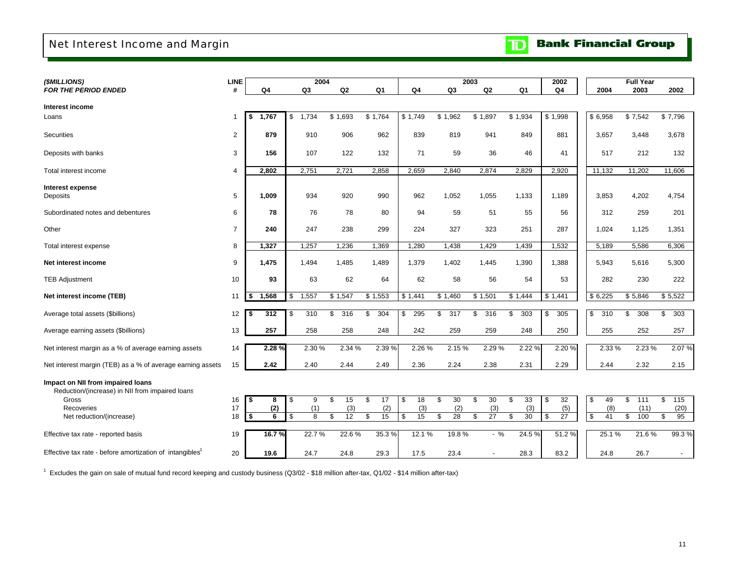# Net Interest Income and Margin

**Bank Financial Group**

| *($MILLIONS)* *FOR THE PERIOD ENDED* | LINE # | 2004 Q4 | 2004 Q3 | 2004 Q2 | 2004 Q1 | 2003 Q4 | 2003 Q3 | 2003 Q2 | 2003 Q1 | 2002 Q4 | Full Year 2004 | Full Year 2003 | Full Year 2002 |
|---|---|---|---|---|---|---|---|---|---|---|---|---|---|
| **Interest income** | | | | | | | | | | | | | |
| Loans | 1 | **$ 1,767** | $ 1,734 | $ 1,693 | $ 1,764 | $ 1,749 | $ 1,962 | $ 1,897 | $ 1,934 | $ 1,998 | $ 6,958 | $ 7,542 | $ 7,796 |
| Securities | 2 | **879** | 910 | 906 | 962 | 839 | 819 | 941 | 849 | 881 | 3,657 | 3,448 | 3,678 |
| Deposits with banks | 3 | **156** | 107 | 122 | 132 | 71 | 59 | 36 | 46 | 41 | 517 | 212 | 132 |
| Total interest income | 4 | **2,802** | 2,751 | 2,721 | 2,858 | 2,659 | 2,840 | 2,874 | 2,829 | 2,920 | 11,132 | 11,202 | 11,606 |
| **Interest expense** | | | | | | | | | | | | | |
| Deposits | 5 | **1,009** | 934 | 920 | 990 | 962 | 1,052 | 1,055 | 1,133 | 1,189 | 3,853 | 4,202 | 4,754 |
| Subordinated notes and debentures | 6 | **78** | 76 | 78 | 80 | 94 | 59 | 51 | 55 | 56 | 312 | 259 | 201 |
| Other | 7 | **240** | 247 | 238 | 299 | 224 | 327 | 323 | 251 | 287 | 1,024 | 1,125 | 1,351 |
| Total interest expense | 8 | **1,327** | 1,257 | 1,236 | 1,369 | 1,280 | 1,438 | 1,429 | 1,439 | 1,532 | 5,189 | 5,586 | 6,306 |
| **Net interest income** | 9 | **1,475** | 1,494 | 1,485 | 1,489 | 1,379 | 1,402 | 1,445 | 1,390 | 1,388 | 5,943 | 5,616 | 5,300 |
| TEB Adjustment | 10 | **93** | 63 | 62 | 64 | 62 | 58 | 56 | 54 | 53 | 282 | 230 | 222 |
| **Net interest income (TEB)** | 11 | **$ 1,568** | $ 1,557 | $ 1,547 | $ 1,553 | $ 1,441 | $ 1,460 | $ 1,501 | $ 1,444 | $ 1,441 | $ 6,225 | $ 5,846 | $ 5,522 |
| Average total assets ($billions) | 12 | **$ 312** | $ 310 | $ 316 | $ 304 | $ 295 | $ 317 | $ 316 | $ 303 | $ 305 | $ 310 | $ 308 | $ 303 |
| Average earning assets ($billions) | 13 | **257** | 258 | 258 | 248 | 242 | 259 | 259 | 248 | 250 | 255 | 252 | 257 |
| Net interest margin as a % of average earning assets | 14 | **2.28 %** | 2.30 % | 2.34 % | 2.39 % | 2.26 % | 2.15 % | 2.29 % | 2.22 % | 2.20 % | 2.33 % | 2.23 % | 2.07 % |
| Net interest margin (TEB) as a % of average earning assets | 15 | **2.42** | 2.40 | 2.44 | 2.49 | 2.36 | 2.24 | 2.38 | 2.31 | 2.29 | 2.44 | 2.32 | 2.15 |
| **Impact on NII from impaired loans** | | | | | | | | | | | | | |
| Reduction/(increase) in NII from impaired loans | | | | | | | | | | | | | |
| Gross | 16 | **$ 8** | $ 9 | $ 15 | $ 17 | $ 18 | $ 30 | $ 30 | $ 33 | $ 32 | $ 49 | $ 111 | $ 115 |
| Recoveries | 17 | **(2)** | (1) | (3) | (2) | (3) | (2) | (3) | (3) | (5) | (8) | (11) | (20) |
| Net reduction/(increase) | 18 | **$ 6** | $ 8 | $ 12 | $ 15 | $ 15 | $ 28 | $ 27 | $ 30 | $ 27 | $ 41 | $ 100 | $ 95 |
| Effective tax rate - reported basis | 19 | **16.7 %** | 22.7 % | 22.6 % | 35.3 % | 12.1 % | 19.8 % | - % | 24.5 % | 51.2 % | 25.1 % | 21.6 % | 99.3 % |
| Effective tax rate - before amortization of intangibles[1] | 20 | **19.6** | 24.7 | 24.8 | 29.3 | 17.5 | 23.4 | - | 28.3 | 83.2 | 24.8 | 26.7 | - |

[1] Excludes the gain on sale of mutual fund record keeping and custody business (Q3/02 - $18 million after-tax, Q1/02 - $14 million after-tax)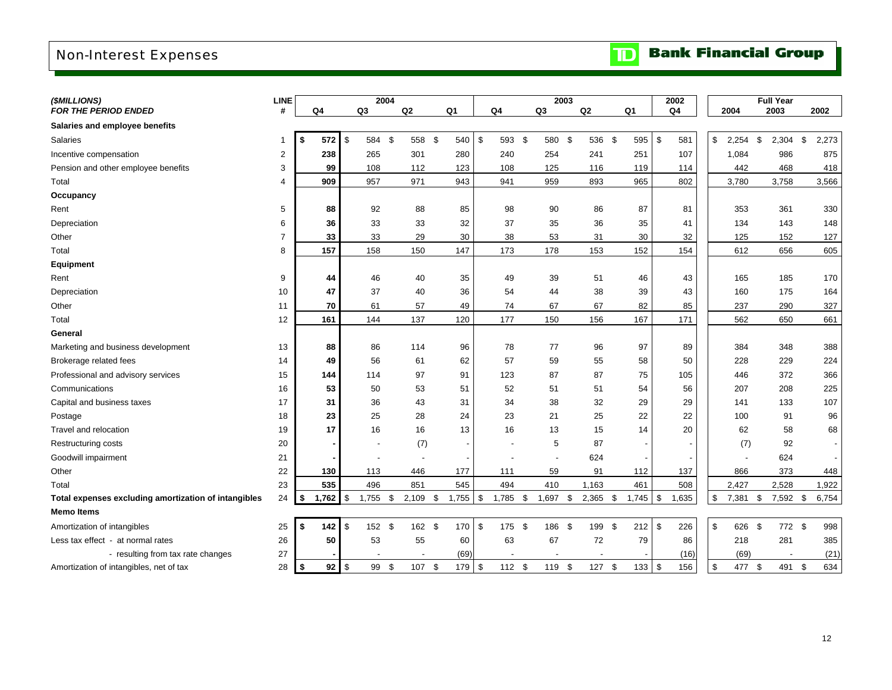# Non-Interest Expenses

**TD Bank Financial Group**

| *($MILLIONS)* *FOR THE PERIOD ENDED* | LINE # | 2004 Q4 | 2004 Q3 | 2004 Q2 | 2004 Q1 | 2003 Q4 | 2003 Q3 | 2003 Q2 | 2003 Q1 | 2002 Q4 | Full Year 2004 | Full Year 2003 | Full Year 2002 |
|---|---|---|---|---|---|---|---|---|---|---|---|---|---|
| **Salaries and employee benefits** | | | | | | | | | | | | | |
| Salaries | 1 | **$ 572** | $ 584 | $ 558 | $ 540 | $ 593 | $ 580 | $ 536 | $ 595 | $ 581 | $ 2,254 | $ 2,304 | $ 2,273 |
| Incentive compensation | 2 | **238** | 265 | 301 | 280 | 240 | 254 | 241 | 251 | 107 | 1,084 | 986 | 875 |
| Pension and other employee benefits | 3 | **99** | 108 | 112 | 123 | 108 | 125 | 116 | 119 | 114 | 442 | 468 | 418 |
| Total | 4 | **909** | 957 | 971 | 943 | 941 | 959 | 893 | 965 | 802 | 3,780 | 3,758 | 3,566 |
| **Occupancy** | | | | | | | | | | | | | |
| Rent | 5 | **88** | 92 | 88 | 85 | 98 | 90 | 86 | 87 | 81 | 353 | 361 | 330 |
| Depreciation | 6 | **36** | 33 | 33 | 32 | 37 | 35 | 36 | 35 | 41 | 134 | 143 | 148 |
| Other | 7 | **33** | 33 | 29 | 30 | 38 | 53 | 31 | 30 | 32 | 125 | 152 | 127 |
| Total | 8 | **157** | 158 | 150 | 147 | 173 | 178 | 153 | 152 | 154 | 612 | 656 | 605 |
| **Equipment** | | | | | | | | | | | | | |
| Rent | 9 | **44** | 46 | 40 | 35 | 49 | 39 | 51 | 46 | 43 | 165 | 185 | 170 |
| Depreciation | 10 | **47** | 37 | 40 | 36 | 54 | 44 | 38 | 39 | 43 | 160 | 175 | 164 |
| Other | 11 | **70** | 61 | 57 | 49 | 74 | 67 | 67 | 82 | 85 | 237 | 290 | 327 |
| Total | 12 | **161** | 144 | 137 | 120 | 177 | 150 | 156 | 167 | 171 | 562 | 650 | 661 |
| **General** | | | | | | | | | | | | | |
| Marketing and business development | 13 | **88** | 86 | 114 | 96 | 78 | 77 | 96 | 97 | 89 | 384 | 348 | 388 |
| Brokerage related fees | 14 | **49** | 56 | 61 | 62 | 57 | 59 | 55 | 58 | 50 | 228 | 229 | 224 |
| Professional and advisory services | 15 | **144** | 114 | 97 | 91 | 123 | 87 | 87 | 75 | 105 | 446 | 372 | 366 |
| Communications | 16 | **53** | 50 | 53 | 51 | 52 | 51 | 51 | 54 | 56 | 207 | 208 | 225 |
| Capital and business taxes | 17 | **31** | 36 | 43 | 31 | 34 | 38 | 32 | 29 | 29 | 141 | 133 | 107 |
| Postage | 18 | **23** | 25 | 28 | 24 | 23 | 21 | 25 | 22 | 22 | 100 | 91 | 96 |
| Travel and relocation | 19 | **17** | 16 | 16 | 13 | 16 | 13 | 15 | 14 | 20 | 62 | 58 | 68 |
| Restructuring costs | 20 | **-** | - | (7) | - | - | 5 | 87 | - | - | (7) | 92 | - |
| Goodwill impairment | 21 | **-** | - | - | - | - | - | 624 | - | - | - | 624 | - |
| Other | 22 | **130** | 113 | 446 | 177 | 111 | 59 | 91 | 112 | 137 | 866 | 373 | 448 |
| Total | 23 | **535** | 496 | 851 | 545 | 494 | 410 | 1,163 | 461 | 508 | 2,427 | 2,528 | 1,922 |
| **Total expenses excluding amortization of intangibles** | 24 | **$ 1,762** | $ 1,755 | $ 2,109 | $ 1,755 | $ 1,785 | $ 1,697 | $ 2,365 | $ 1,745 | $ 1,635 | $ 7,381 | $ 7,592 | $ 6,754 |
| **Memo Items** | | | | | | | | | | | | | |
| Amortization of intangibles | 25 | **$ 142** | $ 152 | $ 162 | $ 170 | $ 175 | $ 186 | $ 199 | $ 212 | $ 226 | $ 626 | $ 772 | $ 998 |
| Less tax effect - at normal rates | 26 | **50** | 53 | 55 | 60 | 63 | 67 | 72 | 79 | 86 | 218 | 281 | 385 |
| - resulting from tax rate changes | 27 | **-** | - | - | (69) | - | - | - | - | (16) | (69) | - | (21) |
| Amortization of intangibles, net of tax | 28 | **$ 92** | $ 99 | $ 107 | $ 179 | $ 112 | $ 119 | $ 127 | $ 133 | $ 156 | $ 477 | $ 491 | $ 634 |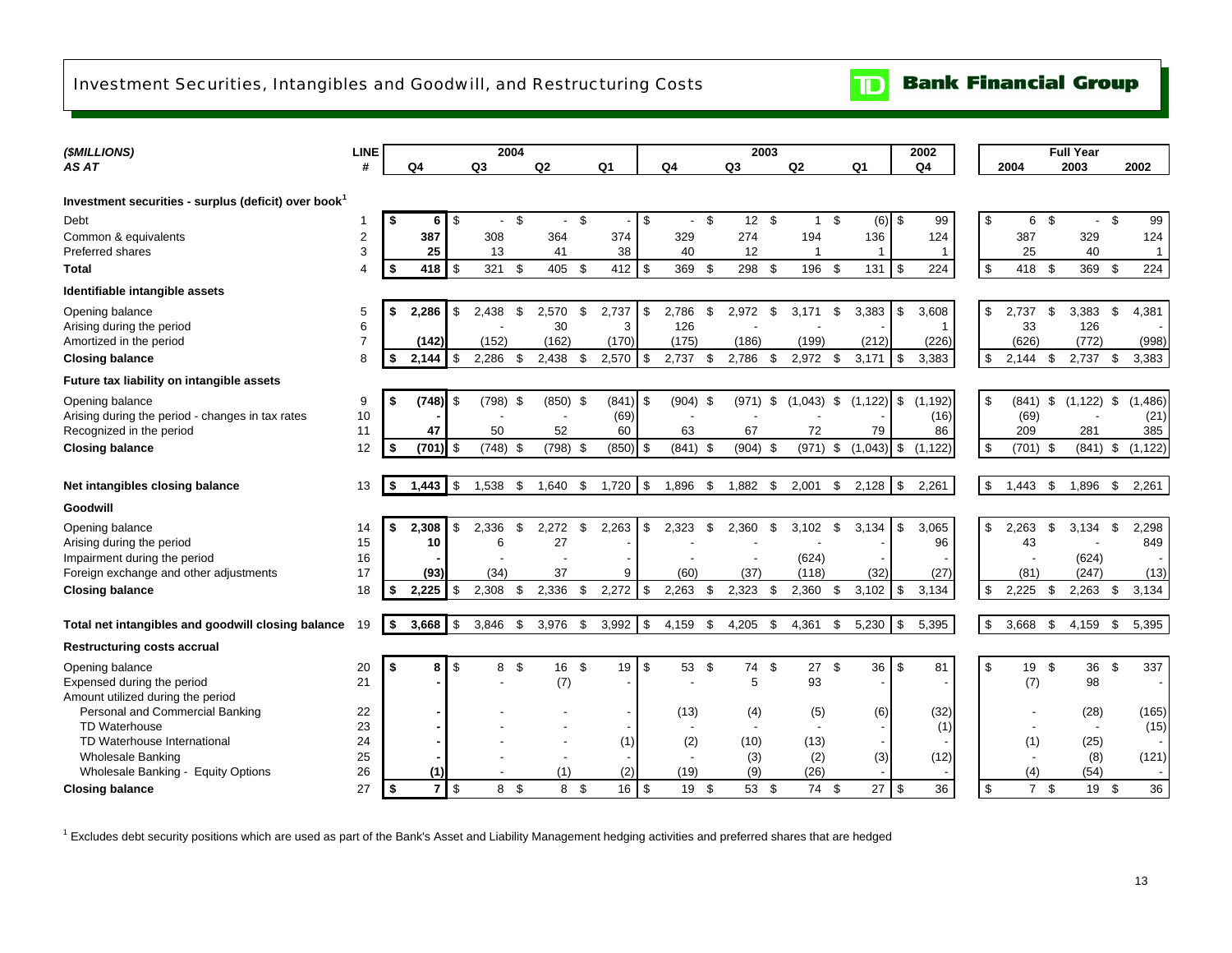# Investment Securities, Intangibles and Goodwill, and Restructuring Costs

**TD Bank Financial Group**

| *($MILLIONS)* *AS AT* | LINE # | 2004 Q4 | 2004 Q3 | 2004 Q2 | 2004 Q1 | 2003 Q4 | 2003 Q3 | 2003 Q2 | 2003 Q1 | 2002 Q4 | Full Year 2004 | Full Year 2003 | Full Year 2002 |
|---|---|---|---|---|---|---|---|---|---|---|---|---|---|
| **Investment securities - surplus (deficit) over book[1]** | | | | | | | | | | | | | |
| Debt | 1 | $ 6 | $ - | $ - | $ - | $ - | $ 12 | $ 1 | $ (6) | $ 99 | $ 6 | $ - | $ 99 |
| Common & equivalents | 2 | 387 | 308 | 364 | 374 | 329 | 274 | 194 | 136 | 124 | 387 | 329 | 124 |
| Preferred shares | 3 | 25 | 13 | 41 | 38 | 40 | 12 | 1 | 1 | 1 | 25 | 40 | 1 |
| **Total** | 4 | $ 418 | $ 321 | $ 405 | $ 412 | $ 369 | $ 298 | $ 196 | $ 131 | $ 224 | $ 418 | $ 369 | $ 224 |
| **Identifiable intangible assets** | | | | | | | | | | | | | |
| Opening balance | 5 | $ 2,286 | $ 2,438 | $ 2,570 | $ 2,737 | $ 2,786 | $ 2,972 | $ 3,171 | $ 3,383 | $ 3,608 | $ 2,737 | $ 3,383 | $ 4,381 |
| Arising during the period | 6 | | - | 30 | 3 | 126 | - | - | - | 1 | 33 | 126 | - |
| Amortized in the period | 7 | (142) | (152) | (162) | (170) | (175) | (186) | (199) | (212) | (226) | (626) | (772) | (998) |
| **Closing balance** | 8 | $ 2,144 | $ 2,286 | $ 2,438 | $ 2,570 | $ 2,737 | $ 2,786 | $ 2,972 | $ 3,171 | $ 3,383 | $ 2,144 | $ 2,737 | $ 3,383 |
| **Future tax liability on intangible assets** | | | | | | | | | | | | | |
| Opening balance | 9 | $ (748) | $ (798) | $ (850) | $ (841) | $ (904) | $ (971) | $ (1,043) | $ (1,122) | $ (1,192) | $ (841) | $ (1,122) | $ (1,486) |
| Arising during the period - changes in tax rates | 10 | - | - | - | (69) | - | - | - | - | (16) | (69) | - | (21) |
| Recognized in the period | 11 | 47 | 50 | 52 | 60 | 63 | 67 | 72 | 79 | 86 | 209 | 281 | 385 |
| **Closing balance** | 12 | $ (701) | $ (748) | $ (798) | $ (850) | $ (841) | $ (904) | $ (971) | $ (1,043) | $ (1,122) | $ (701) | $ (841) | $ (1,122) |
| **Net intangibles closing balance** | 13 | $ 1,443 | $ 1,538 | $ 1,640 | $ 1,720 | $ 1,896 | $ 1,882 | $ 2,001 | $ 2,128 | $ 2,261 | $ 1,443 | $ 1,896 | $ 2,261 |
| **Goodwill** | | | | | | | | | | | | | |
| Opening balance | 14 | $ 2,308 | $ 2,336 | $ 2,272 | $ 2,263 | $ 2,323 | $ 2,360 | $ 3,102 | $ 3,134 | $ 3,065 | $ 2,263 | $ 3,134 | $ 2,298 |
| Arising during the period | 15 | 10 | 6 | 27 | - | - | - | - | - | 96 | 43 | - | 849 |
| Impairment during the period | 16 | - | - | - | - | - | - | (624) | - | - | - | (624) | - |
| Foreign exchange and other adjustments | 17 | (93) | (34) | 37 | 9 | (60) | (37) | (118) | (32) | (27) | (81) | (247) | (13) |
| **Closing balance** | 18 | $ 2,225 | $ 2,308 | $ 2,336 | $ 2,272 | $ 2,263 | $ 2,323 | $ 2,360 | $ 3,102 | $ 3,134 | $ 2,225 | $ 2,263 | $ 3,134 |
| **Total net intangibles and goodwill closing balance** | 19 | $ 3,668 | $ 3,846 | $ 3,976 | $ 3,992 | $ 4,159 | $ 4,205 | $ 4,361 | $ 5,230 | $ 5,395 | $ 3,668 | $ 4,159 | $ 5,395 |
| **Restructuring costs accrual** | | | | | | | | | | | | | |
| Opening balance | 20 | $ 8 | $ 8 | $ 16 | $ 19 | $ 53 | $ 74 | $ 27 | $ 36 | $ 81 | $ 19 | $ 36 | $ 337 |
| Expensed during the period | 21 | - | - | (7) | - | - | 5 | 93 | - | - | (7) | 98 | - |
| Amount utilized during the period | | | | | | | | | | | | | |
| Personal and Commercial Banking | 22 | - | - | - | - | (13) | (4) | (5) | (6) | (32) | - | (28) | (165) |
| TD Waterhouse | 23 | - | - | - | - | - | - | - | - | (1) | - | - | (15) |
| TD Waterhouse International | 24 | - | - | - | (1) | (2) | (10) | (13) | - | - | (1) | (25) | - |
| Wholesale Banking | 25 | - | - | - | - | - | (3) | (2) | (3) | (12) | - | (8) | (121) |
| Wholesale Banking - Equity Options | 26 | (1) | - | (1) | (2) | (19) | (9) | (26) | - | - | (4) | (54) | - |
| **Closing balance** | 27 | $ 7 | $ 8 | $ 8 | $ 16 | $ 19 | $ 53 | $ 74 | $ 27 | $ 36 | $ 7 | $ 19 | $ 36 |

[1] Excludes debt security positions which are used as part of the Bank's Asset and Liability Management hedging activities and preferred shares that are hedged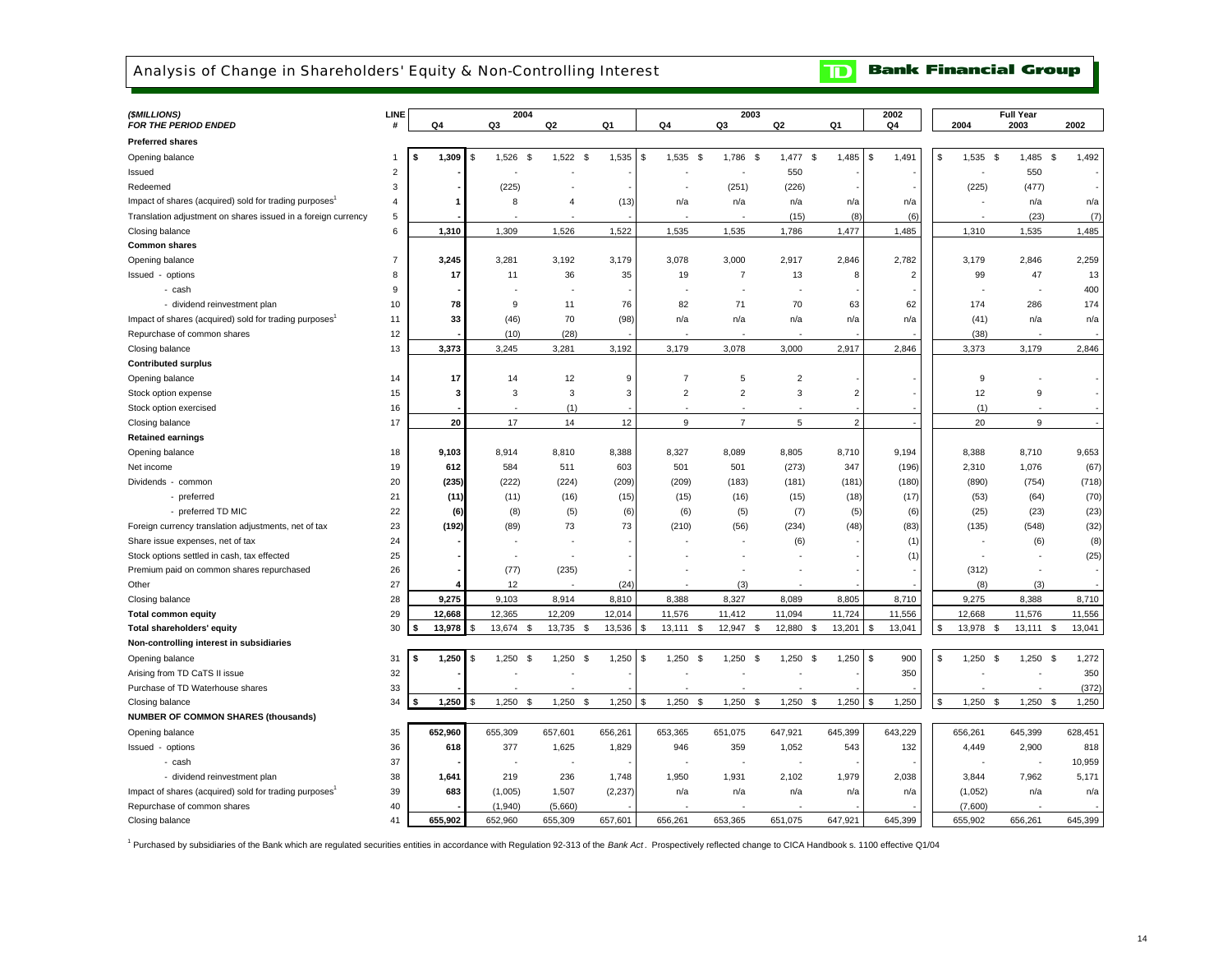## Analysis of Change in Shareholders' Equity & Non-Controlling Interest

**TD Bank Financial Group**

| ($MILLIONS) FOR THE PERIOD ENDED | LINE # | 2004 Q4 | 2004 Q3 | 2004 Q2 | 2004 Q1 | 2003 Q4 | 2003 Q3 | 2003 Q2 | 2003 Q1 | 2002 Q4 | Full Year 2004 | Full Year 2003 | Full Year 2002 |
|---|---|---|---|---|---|---|---|---|---|---|---|---|---|
| **Preferred shares** | | | | | | | | | | | | | |
| Opening balance | 1 | $ 1,309 | $ 1,526 | $ 1,522 | $ 1,535 | $ 1,535 | $ 1,786 | $ 1,477 | $ 1,485 | $ 1,491 | $ 1,535 | $ 1,485 | $ 1,492 |
| Issued | 2 | - | - | - | - | - | - | 550 | - | - | - | 550 | - |
| Redeemed | 3 | - | (225) | - | - | - | (251) | (226) | - | - | (225) | (477) | - |
| Impact of shares (acquired) sold for trading purposes[1] | 4 | 1 | 8 | 4 | (13) | n/a | n/a | n/a | n/a | n/a | - | n/a | n/a |
| Translation adjustment on shares issued in a foreign currency | 5 | - | - | - | - | - | - | (15) | (8) | (6) | - | (23) | (7) |
| Closing balance | 6 | 1,310 | 1,309 | 1,526 | 1,522 | 1,535 | 1,535 | 1,786 | 1,477 | 1,485 | 1,310 | 1,535 | 1,485 |
| **Common shares** | | | | | | | | | | | | | |
| Opening balance | 7 | 3,245 | 3,281 | 3,192 | 3,179 | 3,078 | 3,000 | 2,917 | 2,846 | 2,782 | 3,179 | 2,846 | 2,259 |
| Issued - options | 8 | 17 | 11 | 36 | 35 | 19 | 7 | 13 | 8 | 2 | 99 | 47 | 13 |
| - cash | 9 | - | - | - | - | - | - | - | - | - | - | - | 400 |
| - dividend reinvestment plan | 10 | 78 | 9 | 11 | 76 | 82 | 71 | 70 | 63 | 62 | 174 | 286 | 174 |
| Impact of shares (acquired) sold for trading purposes[1] | 11 | 33 | (46) | 70 | (98) | n/a | n/a | n/a | n/a | n/a | (41) | n/a | n/a |
| Repurchase of common shares | 12 | - | (10) | (28) | - | - | - | - | - | - | (38) | - | - |
| Closing balance | 13 | 3,373 | 3,245 | 3,281 | 3,192 | 3,179 | 3,078 | 3,000 | 2,917 | 2,846 | 3,373 | 3,179 | 2,846 |
| **Contributed surplus** | | | | | | | | | | | | | |
| Opening balance | 14 | 17 | 14 | 12 | 9 | 7 | 5 | 2 | - | - | 9 | - | - |
| Stock option expense | 15 | 3 | 3 | 3 | 3 | 2 | 2 | 3 | 2 | - | 12 | 9 | - |
| Stock option exercised | 16 | - | - | (1) | - | - | - | - | - | - | (1) | - | - |
| Closing balance | 17 | 20 | 17 | 14 | 12 | 9 | 7 | 5 | 2 | - | 20 | 9 | - |
| **Retained earnings** | | | | | | | | | | | | | |
| Opening balance | 18 | 9,103 | 8,914 | 8,810 | 8,388 | 8,327 | 8,089 | 8,805 | 8,710 | 9,194 | 8,388 | 8,710 | 9,653 |
| Net income | 19 | 612 | 584 | 511 | 603 | 501 | 501 | (273) | 347 | (196) | 2,310 | 1,076 | (67) |
| Dividends - common | 20 | (235) | (222) | (224) | (209) | (209) | (183) | (181) | (181) | (180) | (890) | (754) | (718) |
| - preferred | 21 | (11) | (11) | (16) | (15) | (15) | (16) | (15) | (18) | (17) | (53) | (64) | (70) |
| - preferred TD MIC | 22 | (6) | (8) | (5) | (6) | (6) | (5) | (7) | (5) | (6) | (25) | (23) | (23) |
| Foreign currency translation adjustments, net of tax | 23 | (192) | (89) | 73 | 73 | (210) | (56) | (234) | (48) | (83) | (135) | (548) | (32) |
| Share issue expenses, net of tax | 24 | - | - | - | - | - | - | (6) | - | (1) | - | (6) | (8) |
| Stock options settled in cash, tax effected | 25 | - | - | - | - | - | - | - | - | (1) | - | - | (25) |
| Premium paid on common shares repurchased | 26 | - | (77) | (235) | - | - | - | - | - | - | (312) | - | - |
| Other | 27 | 4 | 12 | - | (24) | - | (3) | - | - | - | (8) | (3) | - |
| Closing balance | 28 | 9,275 | 9,103 | 8,914 | 8,810 | 8,388 | 8,327 | 8,089 | 8,805 | 8,710 | 9,275 | 8,388 | 8,710 |
| **Total common equity** | 29 | 12,668 | 12,365 | 12,209 | 12,014 | 11,576 | 11,412 | 11,094 | 11,724 | 11,556 | 12,668 | 11,576 | 11,556 |
| **Total shareholders' equity** | 30 | $ 13,978 | $ 13,674 | $ 13,735 | $ 13,536 | $ 13,111 | $ 12,947 | $ 12,880 | $ 13,201 | $ 13,041 | $ 13,978 | $ 13,111 | $ 13,041 |
| **Non-controlling interest in subsidiaries** | | | | | | | | | | | | | |
| Opening balance | 31 | $ 1,250 | $ 1,250 | $ 1,250 | $ 1,250 | $ 1,250 | $ 1,250 | $ 1,250 | $ 1,250 | $ 900 | $ 1,250 | $ 1,250 | $ 1,272 |
| Arising from TD CaTS II issue | 32 | - | - | - | - | - | - | - | - | 350 | - | - | 350 |
| Purchase of TD Waterhouse shares | 33 | - | - | - | - | - | - | - | - | - | - | - | (372) |
| Closing balance | 34 | $ 1,250 | $ 1,250 | $ 1,250 | $ 1,250 | $ 1,250 | $ 1,250 | $ 1,250 | $ 1,250 | $ 1,250 | $ 1,250 | $ 1,250 | $ 1,250 |
| **NUMBER OF COMMON SHARES (thousands)** | | | | | | | | | | | | | |
| Opening balance | 35 | 652,960 | 655,309 | 657,601 | 656,261 | 653,365 | 651,075 | 647,921 | 645,399 | 643,229 | 656,261 | 645,399 | 628,451 |
| Issued - options | 36 | 618 | 377 | 1,625 | 1,829 | 946 | 359 | 1,052 | 543 | 132 | 4,449 | 2,900 | 818 |
| - cash | 37 | - | - | - | - | - | - | - | - | - | - | - | 10,959 |
| - dividend reinvestment plan | 38 | 1,641 | 219 | 236 | 1,748 | 1,950 | 1,931 | 2,102 | 1,979 | 2,038 | 3,844 | 7,962 | 5,171 |
| Impact of shares (acquired) sold for trading purposes[1] | 39 | 683 | (1,005) | 1,507 | (2,237) | n/a | n/a | n/a | n/a | n/a | (1,052) | n/a | n/a |
| Repurchase of common shares | 40 | - | (1,940) | (5,660) | - | - | - | - | - | - | (7,600) | - | - |
| Closing balance | 41 | 655,902 | 652,960 | 655,309 | 657,601 | 656,261 | 653,365 | 651,075 | 647,921 | 645,399 | 655,902 | 656,261 | 645,399 |

[1] Purchased by subsidiaries of the Bank which are regulated securities entities in accordance with Regulation 92-313 of the *Bank Act*. Prospectively reflected change to CICA Handbook s. 1100 effective Q1/04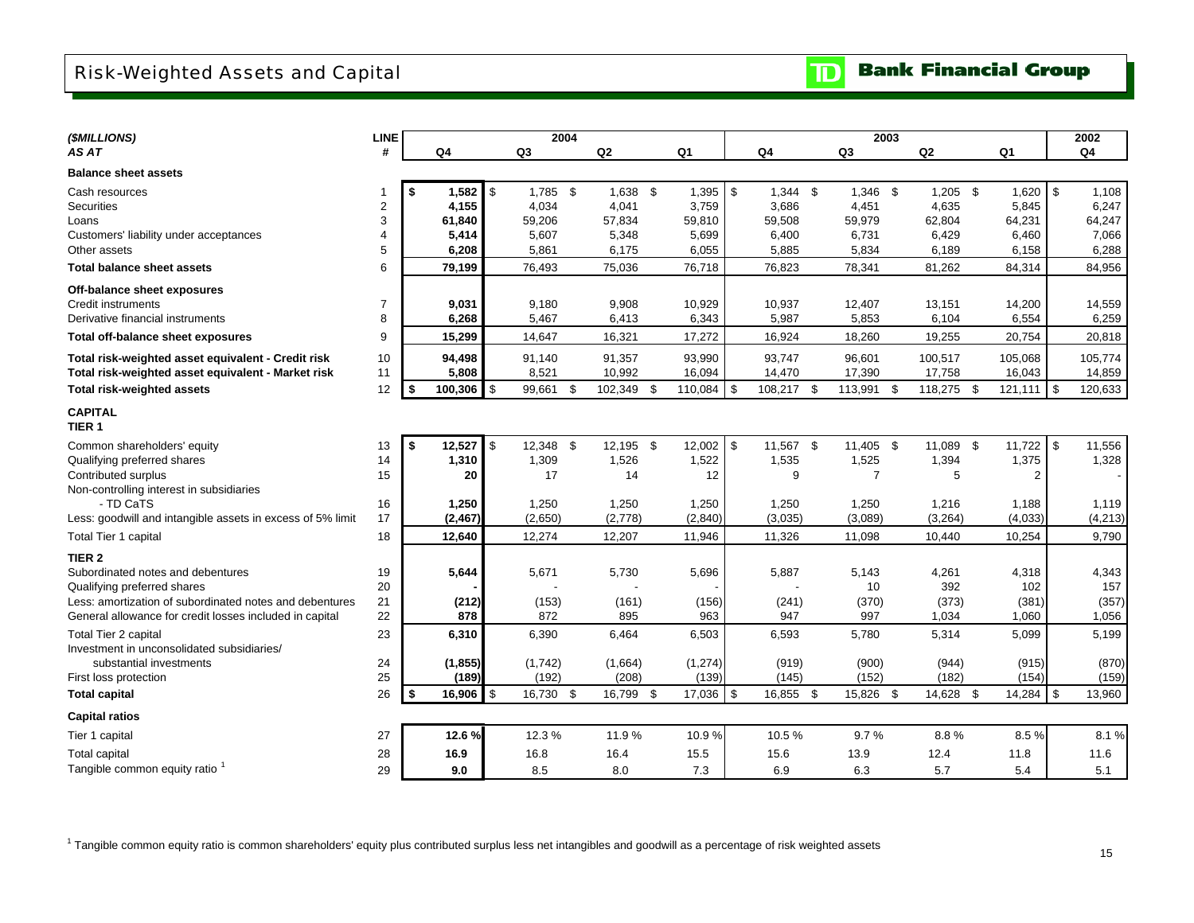# Risk-Weighted Assets and Capital

**Bank Financial Group**

| *($MILLIONS)* | LINE | 2004 | | | | 2003 | | | | 2002 |
|---|---|---|---|---|---|---|---|---|---|---|
| *AS AT* | # | Q4 | Q3 | Q2 | Q1 | Q4 | Q3 | Q2 | Q1 | Q4 |
| **Balance sheet assets** | | | | | | | | | | |
| Cash resources | 1 | **$ 1,582** | $ 1,785 | $ 1,638 | $ 1,395 | $ 1,344 | $ 1,346 | $ 1,205 | $ 1,620 | $ 1,108 |
| Securities | 2 | **4,155** | 4,034 | 4,041 | 3,759 | 3,686 | 4,451 | 4,635 | 5,845 | 6,247 |
| Loans | 3 | **61,840** | 59,206 | 57,834 | 59,810 | 59,508 | 59,979 | 62,804 | 64,231 | 64,247 |
| Customers' liability under acceptances | 4 | **5,414** | 5,607 | 5,348 | 5,699 | 6,400 | 6,731 | 6,429 | 6,460 | 7,066 |
| Other assets | 5 | **6,208** | 5,861 | 6,175 | 6,055 | 5,885 | 5,834 | 6,189 | 6,158 | 6,288 |
| **Total balance sheet assets** | 6 | **79,199** | 76,493 | 75,036 | 76,718 | 76,823 | 78,341 | 81,262 | 84,314 | 84,956 |
| **Off-balance sheet exposures** | | | | | | | | | | |
| Credit instruments | 7 | **9,031** | 9,180 | 9,908 | 10,929 | 10,937 | 12,407 | 13,151 | 14,200 | 14,559 |
| Derivative financial instruments | 8 | **6,268** | 5,467 | 6,413 | 6,343 | 5,987 | 5,853 | 6,104 | 6,554 | 6,259 |
| **Total off-balance sheet exposures** | 9 | **15,299** | 14,647 | 16,321 | 17,272 | 16,924 | 18,260 | 19,255 | 20,754 | 20,818 |
| **Total risk-weighted asset equivalent - Credit risk** | 10 | **94,498** | 91,140 | 91,357 | 93,990 | 93,747 | 96,601 | 100,517 | 105,068 | 105,774 |
| **Total risk-weighted asset equivalent - Market risk** | 11 | **5,808** | 8,521 | 10,992 | 16,094 | 14,470 | 17,390 | 17,758 | 16,043 | 14,859 |
| **Total risk-weighted assets** | 12 | **$ 100,306** | $ 99,661 | $ 102,349 | $ 110,084 | $ 108,217 | $ 113,991 | $ 118,275 | $ 121,111 | $ 120,633 |
| **CAPITAL** | | | | | | | | | | |
| **TIER 1** | | | | | | | | | | |
| Common shareholders' equity | 13 | **$ 12,527** | $ 12,348 | $ 12,195 | $ 12,002 | $ 11,567 | $ 11,405 | $ 11,089 | $ 11,722 | $ 11,556 |
| Qualifying preferred shares | 14 | **1,310** | 1,309 | 1,526 | 1,522 | 1,535 | 1,525 | 1,394 | 1,375 | 1,328 |
| Contributed surplus | 15 | **20** | 17 | 14 | 12 | 9 | 7 | 5 | 2 | - |
| Non-controlling interest in subsidiaries | | | | | | | | | | |
| - TD CaTS | 16 | **1,250** | 1,250 | 1,250 | 1,250 | 1,250 | 1,250 | 1,216 | 1,188 | 1,119 |
| Less: goodwill and intangible assets in excess of 5% limit | 17 | **(2,467)** | (2,650) | (2,778) | (2,840) | (3,035) | (3,089) | (3,264) | (4,033) | (4,213) |
| Total Tier 1 capital | 18 | **12,640** | 12,274 | 12,207 | 11,946 | 11,326 | 11,098 | 10,440 | 10,254 | 9,790 |
| **TIER 2** | | | | | | | | | | |
| Subordinated notes and debentures | 19 | **5,644** | 5,671 | 5,730 | 5,696 | 5,887 | 5,143 | 4,261 | 4,318 | 4,343 |
| Qualifying preferred shares | 20 | **-** | - | - | - | - | 10 | 392 | 102 | 157 |
| Less: amortization of subordinated notes and debentures | 21 | **(212)** | (153) | (161) | (156) | (241) | (370) | (373) | (381) | (357) |
| General allowance for credit losses included in capital | 22 | **878** | 872 | 895 | 963 | 947 | 997 | 1,034 | 1,060 | 1,056 |
| Total Tier 2 capital | 23 | **6,310** | 6,390 | 6,464 | 6,503 | 6,593 | 5,780 | 5,314 | 5,099 | 5,199 |
| Investment in unconsolidated subsidiaries/ substantial investments | 24 | **(1,855)** | (1,742) | (1,664) | (1,274) | (919) | (900) | (944) | (915) | (870) |
| First loss protection | 25 | **(189)** | (192) | (208) | (139) | (145) | (152) | (182) | (154) | (159) |
| **Total capital** | 26 | **$ 16,906** | $ 16,730 | $ 16,799 | $ 17,036 | $ 16,855 | $ 15,826 | $ 14,628 | $ 14,284 | $ 13,960 |
| **Capital ratios** | | | | | | | | | | |
| Tier 1 capital | 27 | **12.6 %** | 12.3 % | 11.9 % | 10.9 % | 10.5 % | 9.7 % | 8.8 % | 8.5 % | 8.1 % |
| Total capital | 28 | **16.9** | 16.8 | 16.4 | 15.5 | 15.6 | 13.9 | 12.4 | 11.8 | 11.6 |
| Tangible common equity ratio [1] | 29 | **9.0** | 8.5 | 8.0 | 7.3 | 6.9 | 6.3 | 5.7 | 5.4 | 5.1 |

[1] Tangible common equity ratio is common shareholders' equity plus contributed surplus less net intangibles and goodwill as a percentage of risk weighted assets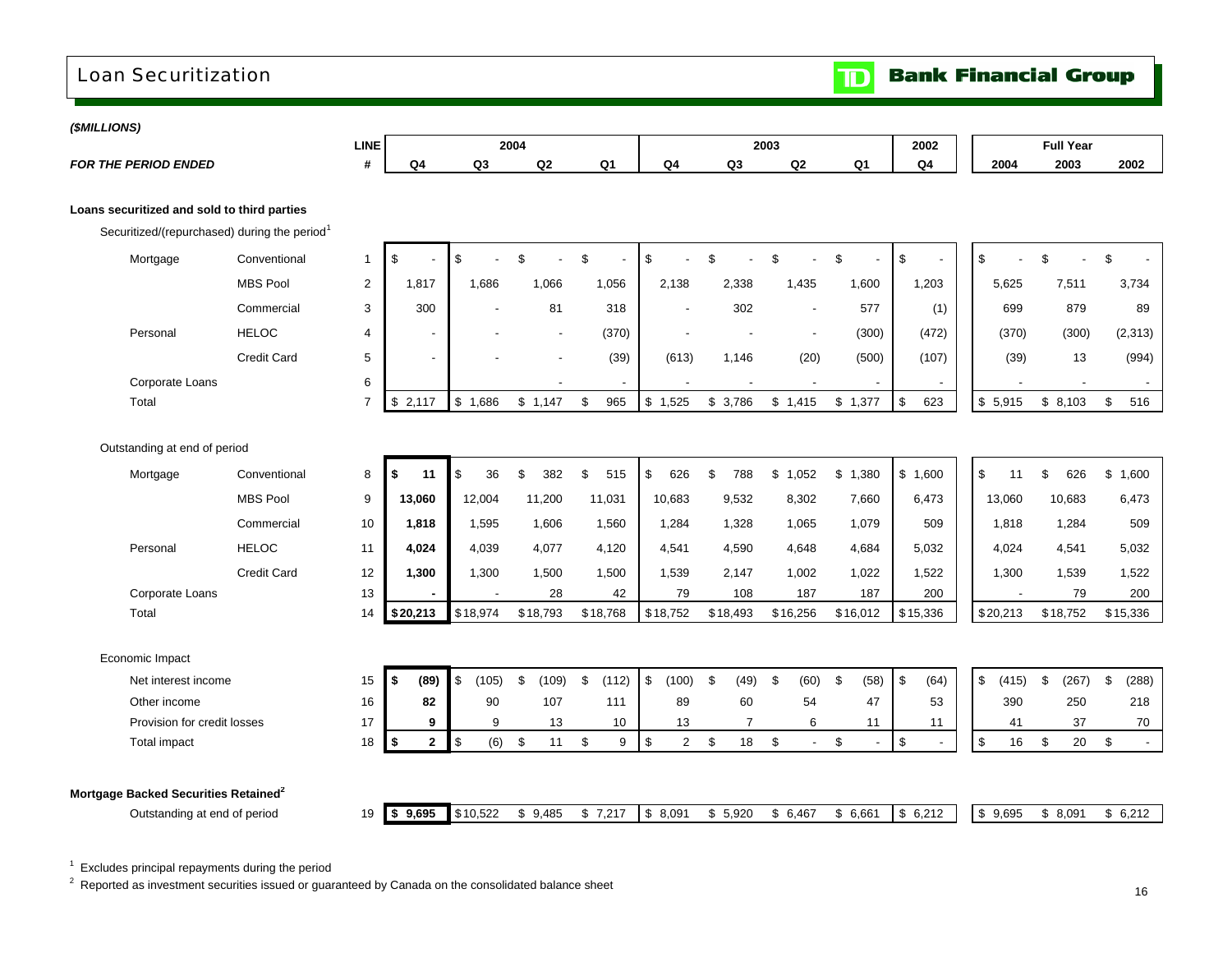# Loan Securitization

**Bank Financial Group**

***($MILLIONS)***

| | | LINE | 2004 | | | | 2003 | | | | 2002 | Full Year | | |
|---|---|---|---|---|---|---|---|---|---|---|---|---|---|---|
| ***FOR THE PERIOD ENDED*** | | # | Q4 | Q3 | Q2 | Q1 | Q4 | Q3 | Q2 | Q1 | Q4 | 2004 | 2003 | 2002 |
| **Loans securitized and sold to third parties** | | | | | | | | | | | | | | |
| Securitized/(repurchased) during the period[1] | | | | | | | | | | | | | | |
| Mortgage | Conventional | 1 | $ - | $ - | $ - | $ - | $ - | $ - | $ - | $ - | $ - | $ - | $ - | $ - |
| | MBS Pool | 2 | 1,817 | 1,686 | 1,066 | 1,056 | 2,138 | 2,338 | 1,435 | 1,600 | 1,203 | 5,625 | 7,511 | 3,734 |
| | Commercial | 3 | 300 | - | 81 | 318 | - | 302 | - | 577 | (1) | 699 | 879 | 89 |
| Personal | HELOC | 4 | - | - | - | (370) | - | - | - | (300) | (472) | (370) | (300) | (2,313) |
| | Credit Card | 5 | - | - | - | (39) | (613) | 1,146 | (20) | (500) | (107) | (39) | 13 | (994) |
| Corporate Loans | | 6 | | | - | - | - | - | - | - | - | - | - | - |
| Total | | 7 | $ 2,117 | $ 1,686 | $ 1,147 | $ 965 | $ 1,525 | $ 3,786 | $ 1,415 | $ 1,377 | $ 623 | $ 5,915 | $ 8,103 | $ 516 |
| Outstanding at end of period | | | | | | | | | | | | | | |
| Mortgage | Conventional | 8 | **$ 11** | $ 36 | $ 382 | $ 515 | $ 626 | $ 788 | $ 1,052 | $ 1,380 | $ 1,600 | $ 11 | $ 626 | $ 1,600 |
| | MBS Pool | 9 | **13,060** | 12,004 | 11,200 | 11,031 | 10,683 | 9,532 | 8,302 | 7,660 | 6,473 | 13,060 | 10,683 | 6,473 |
| | Commercial | 10 | **1,818** | 1,595 | 1,606 | 1,560 | 1,284 | 1,328 | 1,065 | 1,079 | 509 | 1,818 | 1,284 | 509 |
| Personal | HELOC | 11 | **4,024** | 4,039 | 4,077 | 4,120 | 4,541 | 4,590 | 4,648 | 4,684 | 5,032 | 4,024 | 4,541 | 5,032 |
| | Credit Card | 12 | **1,300** | 1,300 | 1,500 | 1,500 | 1,539 | 2,147 | 1,002 | 1,022 | 1,522 | 1,300 | 1,539 | 1,522 |
| Corporate Loans | | 13 | **-** | - | 28 | 42 | 79 | 108 | 187 | 187 | 200 | - | 79 | 200 |
| Total | | 14 | **$20,213** | $18,974 | $18,793 | $18,768 | $18,752 | $18,493 | $16,256 | $16,012 | $15,336 | $20,213 | $18,752 | $15,336 |
| Economic Impact | | | | | | | | | | | | | | |
| Net interest income | | 15 | **$ (89)** | $ (105) | $ (109) | $ (112) | $ (100) | $ (49) | $ (60) | $ (58) | $ (64) | $ (415) | $ (267) | $ (288) |
| Other income | | 16 | **82** | 90 | 107 | 111 | 89 | 60 | 54 | 47 | 53 | 390 | 250 | 218 |
| Provision for credit losses | | 17 | **9** | 9 | 13 | 10 | 13 | 7 | 6 | 11 | 11 | 41 | 37 | 70 |
| Total impact | | 18 | **$ 2** | $ (6) | $ 11 | $ 9 | $ 2 | $ 18 | $ - | $ - | $ - | $ 16 | $ 20 | $ - |
| **Mortgage Backed Securities Retained[2]** | | | | | | | | | | | | | | |
| Outstanding at end of period | | 19 | **$ 9,695** | $10,522 | $ 9,485 | $ 7,217 | $ 8,091 | $ 5,920 | $ 6,467 | $ 6,661 | $ 6,212 | $ 9,695 | $ 8,091 | $ 6,212 |

[1] Excludes principal repayments during the period

[2] Reported as investment securities issued or guaranteed by Canada on the consolidated balance sheet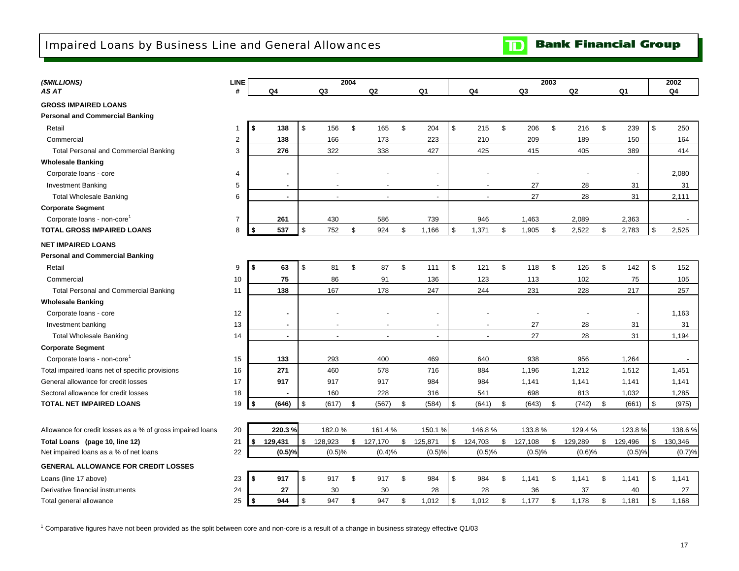# Impaired Loans by Business Line and General Allowances

**TD Bank Financial Group**

| *($MILLIONS)* | LINE | 2004 | | | | 2003 | | | | 2002 |
|---|---|---|---|---|---|---|---|---|---|---|
| *AS AT* | # | Q4 | Q3 | Q2 | Q1 | Q4 | Q3 | Q2 | Q1 | Q4 |
| **GROSS IMPAIRED LOANS** | | | | | | | | | | |
| **Personal and Commercial Banking** | | | | | | | | | | |
| Retail | 1 | **$ 138** | $ 156 | $ 165 | $ 204 | $ 215 | $ 206 | $ 216 | $ 239 | $ 250 |
| Commercial | 2 | **138** | 166 | 173 | 223 | 210 | 209 | 189 | 150 | 164 |
| Total Personal and Commercial Banking | 3 | **276** | 322 | 338 | 427 | 425 | 415 | 405 | 389 | 414 |
| **Wholesale Banking** | | | | | | | | | | |
| Corporate loans - core | 4 | **-** | - | - | - | - | - | - | - | 2,080 |
| Investment Banking | 5 | **-** | - | - | - | - | 27 | 28 | 31 | 31 |
| Total Wholesale Banking | 6 | **-** | - | - | - | - | 27 | 28 | 31 | 2,111 |
| **Corporate Segment** | | | | | | | | | | |
| Corporate loans - non-core[1] | 7 | **261** | 430 | 586 | 739 | 946 | 1,463 | 2,089 | 2,363 | - |
| **TOTAL GROSS IMPAIRED LOANS** | 8 | **$ 537** | $ 752 | $ 924 | $ 1,166 | $ 1,371 | $ 1,905 | $ 2,522 | $ 2,783 | $ 2,525 |
| **NET IMPAIRED LOANS** | | | | | | | | | | |
| **Personal and Commercial Banking** | | | | | | | | | | |
| Retail | 9 | **$ 63** | $ 81 | $ 87 | $ 111 | $ 121 | $ 118 | $ 126 | $ 142 | $ 152 |
| Commercial | 10 | **75** | 86 | 91 | 136 | 123 | 113 | 102 | 75 | 105 |
| Total Personal and Commercial Banking | 11 | **138** | 167 | 178 | 247 | 244 | 231 | 228 | 217 | 257 |
| **Wholesale Banking** | | | | | | | | | | |
| Corporate loans - core | 12 | **-** | - | - | - | - | - | - | - | 1,163 |
| Investment banking | 13 | **-** | - | - | - | - | 27 | 28 | 31 | 31 |
| Total Wholesale Banking | 14 | **-** | - | - | - | - | 27 | 28 | 31 | 1,194 |
| **Corporate Segment** | | | | | | | | | | |
| Corporate loans - non-core[1] | 15 | **133** | 293 | 400 | 469 | 640 | 938 | 956 | 1,264 | - |
| Total impaired loans net of specific provisions | 16 | **271** | 460 | 578 | 716 | 884 | 1,196 | 1,212 | 1,512 | 1,451 |
| General allowance for credit losses | 17 | **917** | 917 | 917 | 984 | 984 | 1,141 | 1,141 | 1,141 | 1,141 |
| Sectoral allowance for credit losses | 18 | **-** | 160 | 228 | 316 | 541 | 698 | 813 | 1,032 | 1,285 |
| **TOTAL NET IMPAIRED LOANS** | 19 | **$ (646)** | $ (617) | $ (567) | $ (584) | $ (641) | $ (643) | $ (742) | $ (661) | $ (975) |
| Allowance for credit losses as a % of gross impaired loans | 20 | **220.3 %** | 182.0 % | 161.4 % | 150.1 % | 146.8 % | 133.8 % | 129.4 % | 123.8 % | 138.6 % |
| **Total Loans (page 10, line 12)** | 21 | **$ 129,431** | $ 128,923 | $ 127,170 | $ 125,871 | $ 124,703 | $ 127,108 | $ 129,289 | $ 129,496 | $ 130,346 |
| Net impaired loans as a % of net loans | 22 | **(0.5)%** | (0.5)% | (0.4)% | (0.5)% | (0.5)% | (0.5)% | (0.6)% | (0.5)% | (0.7)% |
| **GENERAL ALLOWANCE FOR CREDIT LOSSES** | | | | | | | | | | |
| Loans (line 17 above) | 23 | **$ 917** | $ 917 | $ 917 | $ 984 | $ 984 | $ 1,141 | $ 1,141 | $ 1,141 | $ 1,141 |
| Derivative financial instruments | 24 | **27** | 30 | 30 | 28 | 28 | 36 | 37 | 40 | 27 |
| Total general allowance | 25 | **$ 944** | $ 947 | $ 947 | $ 1,012 | $ 1,012 | $ 1,177 | $ 1,178 | $ 1,181 | $ 1,168 |

[1] Comparative figures have not been provided as the split between core and non-core is a result of a change in business strategy effective Q1/03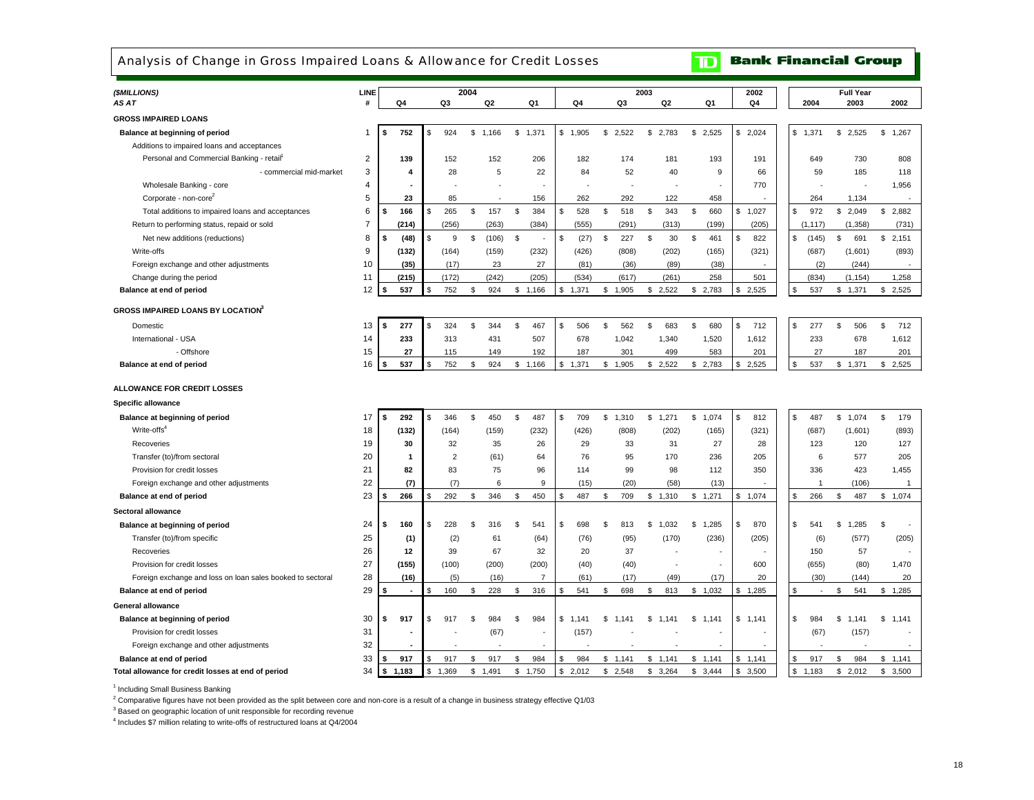# Analysis of Change in Gross Impaired Loans & Allowance for Credit Losses

**TD Bank Financial Group**

| ($MILLIONS) AS AT | LINE # | 2004 Q4 | 2004 Q3 | 2004 Q2 | 2004 Q1 | 2003 Q4 | 2003 Q3 | 2003 Q2 | 2003 Q1 | 2002 Q4 | Full Year 2004 | Full Year 2003 | Full Year 2002 |
|---|---|---|---|---|---|---|---|---|---|---|---|---|---|
| **GROSS IMPAIRED LOANS** | | | | | | | | | | | | | |
| **Balance at beginning of period** | 1 | $ 752 | $ 924 | $ 1,166 | $ 1,371 | $ 1,905 | $ 2,522 | $ 2,783 | $ 2,525 | $ 2,024 | $ 1,371 | $ 2,525 | $ 1,267 |
| Additions to impaired loans and acceptances | | | | | | | | | | | | | |
| Personal and Commercial Banking - retail[1] | 2 | 139 | 152 | 152 | 206 | 182 | 174 | 181 | 193 | 191 | 649 | 730 | 808 |
| - commercial mid-market | 3 | 4 | 28 | 5 | 22 | 84 | 52 | 40 | 9 | 66 | 59 | 185 | 118 |
| Wholesale Banking - core | 4 | - | - | - | - | - | - | - | - | 770 | - | - | 1,956 |
| Corporate - non-core[2] | 5 | 23 | 85 | - | 156 | 262 | 292 | 122 | 458 | - | 264 | 1,134 | - |
| Total additions to impaired loans and acceptances | 6 | $ 166 | $ 265 | $ 157 | $ 384 | $ 528 | $ 518 | $ 343 | $ 660 | $ 1,027 | $ 972 | $ 2,049 | $ 2,882 |
| Return to performing status, repaid or sold | 7 | (214) | (256) | (263) | (384) | (555) | (291) | (313) | (199) | (205) | (1,117) | (1,358) | (731) |
| Net new additions (reductions) | 8 | $ (48) | $ 9 | $ (106) | $ - | $ (27) | $ 227 | $ 30 | $ 461 | $ 822 | $ (145) | $ 691 | $ 2,151 |
| Write-offs | 9 | (132) | (164) | (159) | (232) | (426) | (808) | (202) | (165) | (321) | (687) | (1,601) | (893) |
| Foreign exchange and other adjustments | 10 | (35) | (17) | 23 | 27 | (81) | (36) | (89) | (38) | - | (2) | (244) | - |
| Change during the period | 11 | (215) | (172) | (242) | (205) | (534) | (617) | (261) | 258 | 501 | (834) | (1,154) | 1,258 |
| **Balance at end of period** | 12 | $ 537 | $ 752 | $ 924 | $ 1,166 | $ 1,371 | $ 1,905 | $ 2,522 | $ 2,783 | $ 2,525 | $ 537 | $ 1,371 | $ 2,525 |
| **GROSS IMPAIRED LOANS BY LOCATION[3]** | | | | | | | | | | | | | |
| Domestic | 13 | $ 277 | $ 324 | $ 344 | $ 467 | $ 506 | $ 562 | $ 683 | $ 680 | $ 712 | $ 277 | $ 506 | $ 712 |
| International - USA | 14 | 233 | 313 | 431 | 507 | 678 | 1,042 | 1,340 | 1,520 | 1,612 | 233 | 678 | 1,612 |
| - Offshore | 15 | 27 | 115 | 149 | 192 | 187 | 301 | 499 | 583 | 201 | 27 | 187 | 201 |
| **Balance at end of period** | 16 | $ 537 | $ 752 | $ 924 | $ 1,166 | $ 1,371 | $ 1,905 | $ 2,522 | $ 2,783 | $ 2,525 | $ 537 | $ 1,371 | $ 2,525 |
| **ALLOWANCE FOR CREDIT LOSSES** | | | | | | | | | | | | | |
| **Specific allowance** | | | | | | | | | | | | | |
| **Balance at beginning of period** | 17 | $ 292 | $ 346 | $ 450 | $ 487 | $ 709 | $ 1,310 | $ 1,271 | $ 1,074 | $ 812 | $ 487 | $ 1,074 | $ 179 |
| Write-offs[4] | 18 | (132) | (164) | (159) | (232) | (426) | (808) | (202) | (165) | (321) | (687) | (1,601) | (893) |
| Recoveries | 19 | 30 | 32 | 35 | 26 | 29 | 33 | 31 | 27 | 28 | 123 | 120 | 127 |
| Transfer (to)/from sectoral | 20 | 1 | 2 | (61) | 64 | 76 | 95 | 170 | 236 | 205 | 6 | 577 | 205 |
| Provision for credit losses | 21 | 82 | 83 | 75 | 96 | 114 | 99 | 98 | 112 | 350 | 336 | 423 | 1,455 |
| Foreign exchange and other adjustments | 22 | (7) | (7) | 6 | 9 | (15) | (20) | (58) | (13) | - | 1 | (106) | 1 |
| **Balance at end of period** | 23 | $ 266 | $ 292 | $ 346 | $ 450 | $ 487 | $ 709 | $ 1,310 | $ 1,271 | $ 1,074 | $ 266 | $ 487 | $ 1,074 |
| **Sectoral allowance** | | | | | | | | | | | | | |
| **Balance at beginning of period** | 24 | $ 160 | $ 228 | $ 316 | $ 541 | $ 698 | $ 813 | $ 1,032 | $ 1,285 | $ 870 | $ 541 | $ 1,285 | $ - |
| Transfer (to)/from specific | 25 | (1) | (2) | 61 | (64) | (76) | (95) | (170) | (236) | (205) | (6) | (577) | (205) |
| Recoveries | 26 | 12 | 39 | 67 | 32 | 20 | 37 | - | - | - | 150 | 57 | - |
| Provision for credit losses | 27 | (155) | (100) | (200) | (200) | (40) | (40) | - | - | 600 | (655) | (80) | 1,470 |
| Foreign exchange and loss on loan sales booked to sectoral | 28 | (16) | (5) | (16) | 7 | (61) | (17) | (49) | (17) | 20 | (30) | (144) | 20 |
| **Balance at end of period** | 29 | $ - | $ 160 | $ 228 | $ 316 | $ 541 | $ 698 | $ 813 | $ 1,032 | $ 1,285 | $ - | $ 541 | $ 1,285 |
| **General allowance** | | | | | | | | | | | | | |
| **Balance at beginning of period** | 30 | $ 917 | $ 917 | $ 984 | $ 984 | $ 1,141 | $ 1,141 | $ 1,141 | $ 1,141 | $ 1,141 | $ 984 | $ 1,141 | $ 1,141 |
| Provision for credit losses | 31 | - | - | (67) | - | (157) | - | - | - | - | (67) | (157) | - |
| Foreign exchange and other adjustments | 32 | - | - | - | - | - | - | - | - | - | - | - | - |
| **Balance at end of period** | 33 | $ 917 | $ 917 | $ 917 | $ 984 | $ 984 | $ 1,141 | $ 1,141 | $ 1,141 | $ 1,141 | $ 917 | $ 984 | $ 1,141 |
| **Total allowance for credit losses at end of period** | 34 | $ 1,183 | $ 1,369 | $ 1,491 | $ 1,750 | $ 2,012 | $ 2,548 | $ 3,264 | $ 3,444 | $ 3,500 | $ 1,183 | $ 2,012 | $ 3,500 |

[1] Including Small Business Banking

[2] Comparative figures have not been provided as the split between core and non-core is a result of a change in business strategy effective Q1/03

[3] Based on geographic location of unit responsible for recording revenue

[4] Includes $7 million relating to write-offs of restructured loans at Q4/2004